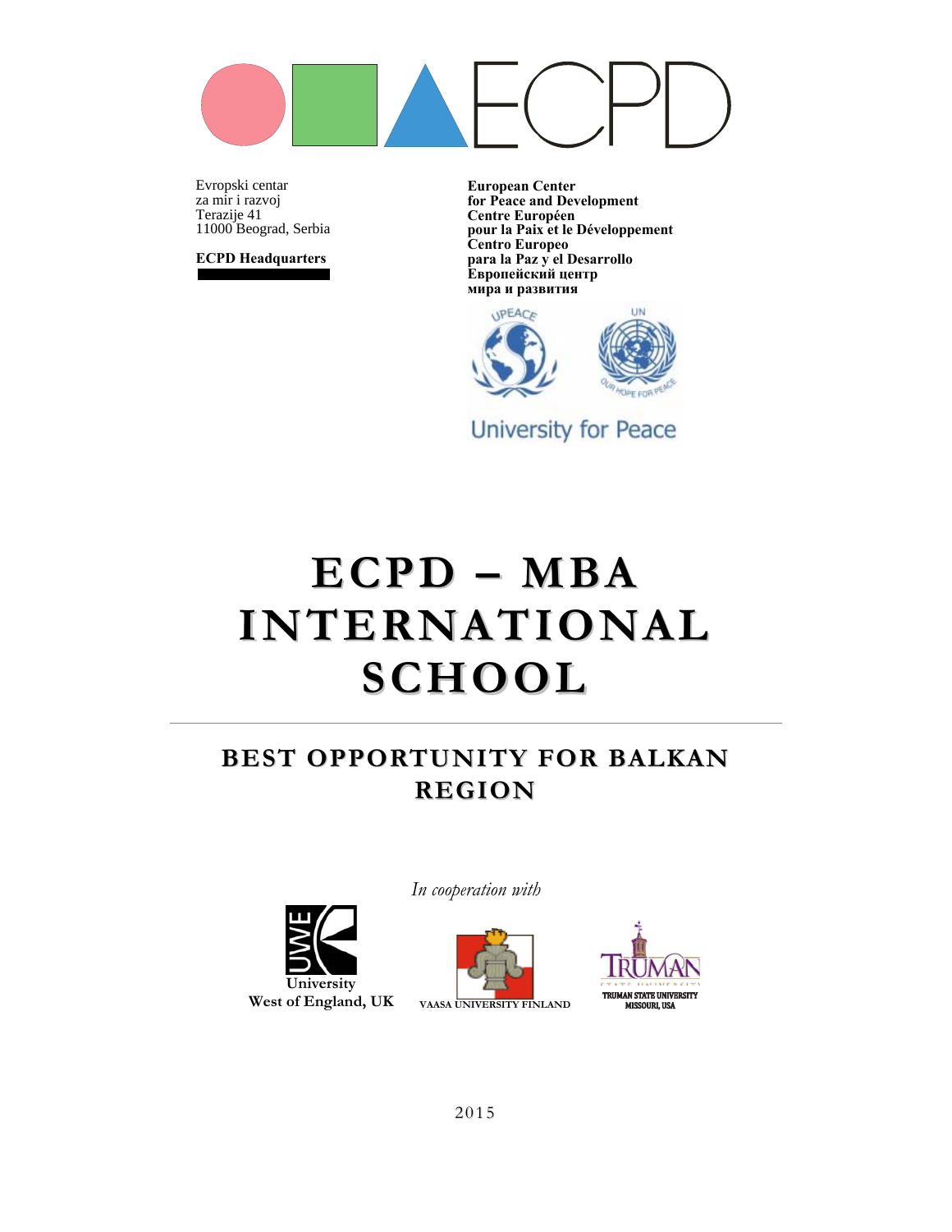ECPD

Evropski centar
za mir i razvoj
Terazije 41
11000 Beograd, Serbia

**ECPD Headquarters**

**European Center**
**for Peace and Development**
**Centre Européen**
**pour la Paix et le Développement**
**Centro Europeo**
**para la Paz y el Desarrollo**
**Европейский центр**
**мира и развития**

UPEACE UN OUR HOPE FOR PEACE

University for Peace

# ECPD – MBA INTERNATIONAL SCHOOL

---

## BEST OPPORTUNITY FOR BALKAN REGION

*In cooperation with*

University West of England, UK

VAASA UNIVERSITY FINLAND

TRUMAN STATE UNIVERSITY MISSOURI, USA

2015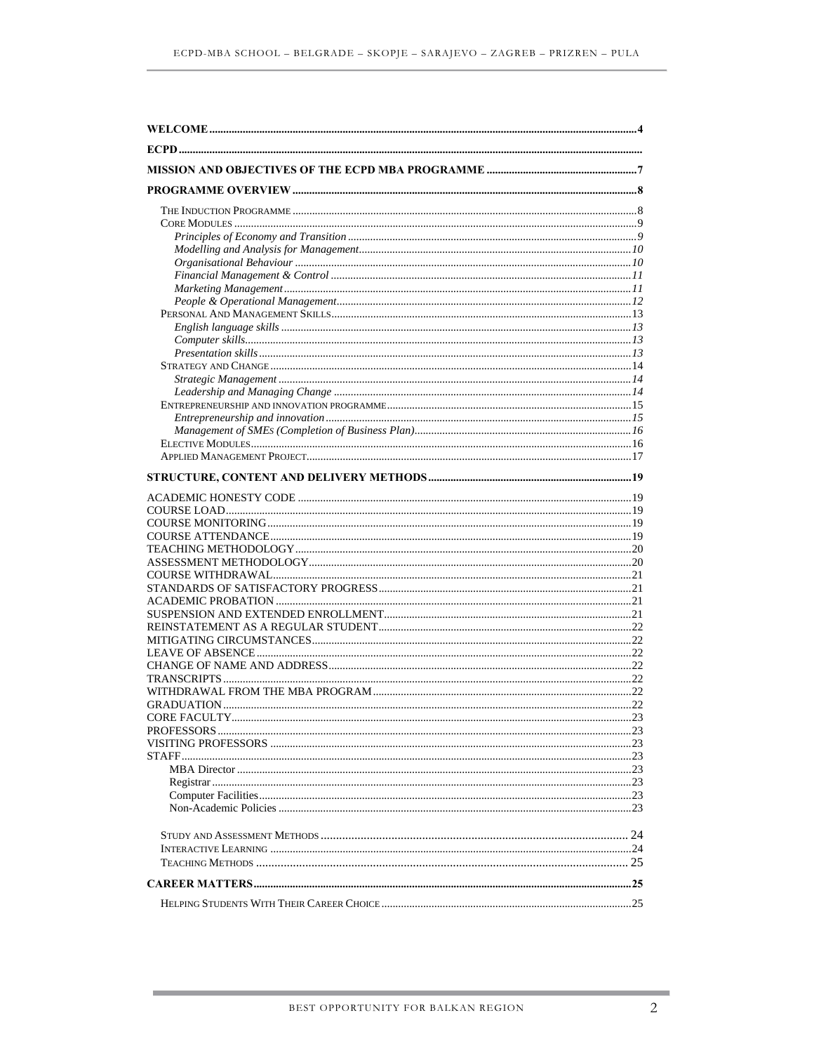WELCOME ........ 4

ECPD ........

MISSION AND OBJECTIVES OF THE ECPD MBA PROGRAMME ........ 7

PROGRAMME OVERVIEW ........ 8

- THE INDUCTION PROGRAMME ........ 8
- CORE MODULES ........ 9
  - *Principles of Economy and Transition* ........ 9
  - *Modelling and Analysis for Management* ........ 10
  - *Organisational Behaviour* ........ 10
  - *Financial Management & Control* ........ 11
  - *Marketing Management* ........ 11
  - *People & Operational Management* ........ 12
- PERSONAL AND MANAGEMENT SKILLS ........ 13
  - *English language skills* ........ 13
  - *Computer skills* ........ 13
  - *Presentation skills* ........ 13
- STRATEGY AND CHANGE ........ 14
  - *Strategic Management* ........ 14
  - *Leadership and Managing Change* ........ 14
- ENTREPRENEURSHIP AND INNOVATION PROGRAMME ........ 15
  - *Entrepreneurship and innovation* ........ 15
  - *Management of SMEs (Completion of Business Plan)* ........ 16
- ELECTIVE MODULES ........ 16
- APPLIED MANAGEMENT PROJECT ........ 17

STRUCTURE, CONTENT AND DELIVERY METHODS ........ 19

- ACADEMIC HONESTY CODE ........ 19
- COURSE LOAD ........ 19
- COURSE MONITORING ........ 19
- COURSE ATTENDANCE ........ 19
- TEACHING METHODOLOGY ........ 20
- ASSESSMENT METHODOLOGY ........ 20
- COURSE WITHDRAWAL ........ 21
- STANDARDS OF SATISFACTORY PROGRESS ........ 21
- ACADEMIC PROBATION ........ 21
- SUSPENSION AND EXTENDED ENROLLMENT ........ 21
- REINSTATEMENT AS A REGULAR STUDENT ........ 22
- MITIGATING CIRCUMSTANCES ........ 22
- LEAVE OF ABSENCE ........ 22
- CHANGE OF NAME AND ADDRESS ........ 22
- TRANSCRIPTS ........ 22
- WITHDRAWAL FROM THE MBA PROGRAM ........ 22
- GRADUATION ........ 22
- CORE FACULTY ........ 23
- PROFESSORS ........ 23
- VISITING PROFESSORS ........ 23
- STAFF ........ 23
  - MBA Director ........ 23
  - Registrar ........ 23
  - Computer Facilities ........ 23
  - Non-Academic Policies ........ 23

- STUDY AND ASSESSMENT METHODS ........ 24
- INTERACTIVE LEARNING ........ 24
- TEACHING METHODS ........ 25

CAREER MATTERS ........ 25

- HELPING STUDENTS WITH THEIR CAREER CHOICE ........ 25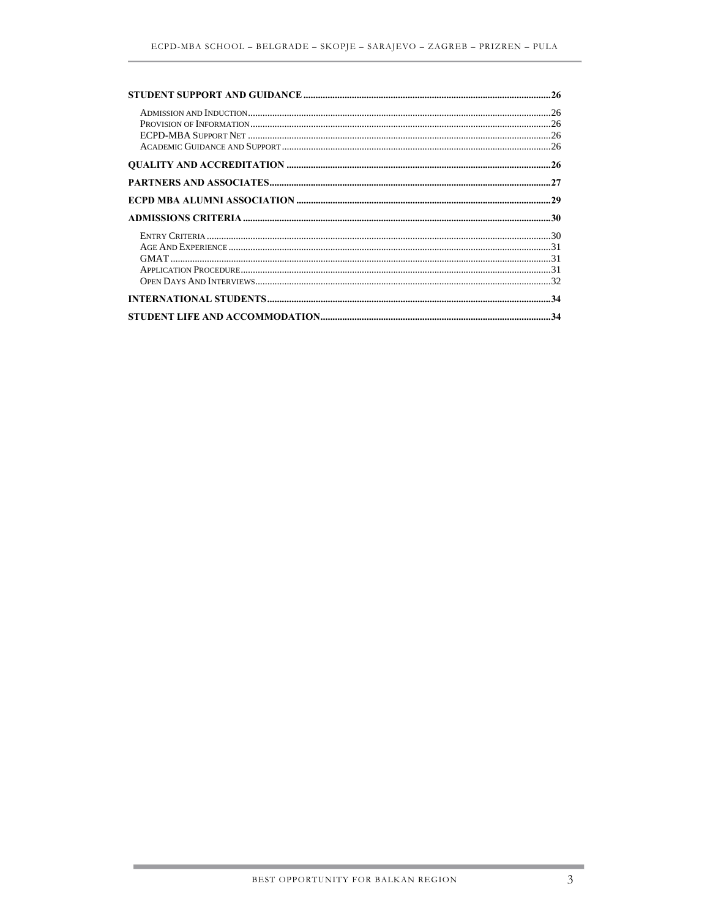**STUDENT SUPPORT AND GUIDANCE** .....26

- ADMISSION AND INDUCTION .....26
- PROVISION OF INFORMATION .....26
- ECPD-MBA SUPPORT NET .....26
- ACADEMIC GUIDANCE AND SUPPORT .....26

**QUALITY AND ACCREDITATION** .....26

**PARTNERS AND ASSOCIATES** .....27

**ECPD MBA ALUMNI ASSOCIATION** .....29

**ADMISSIONS CRITERIA** .....30

- ENTRY CRITERIA .....30
- AGE AND EXPERIENCE .....31
- GMAT .....31
- APPLICATION PROCEDURE .....31
- OPEN DAYS AND INTERVIEWS .....32

**INTERNATIONAL STUDENTS** .....34

**STUDENT LIFE AND ACCOMMODATION** .....34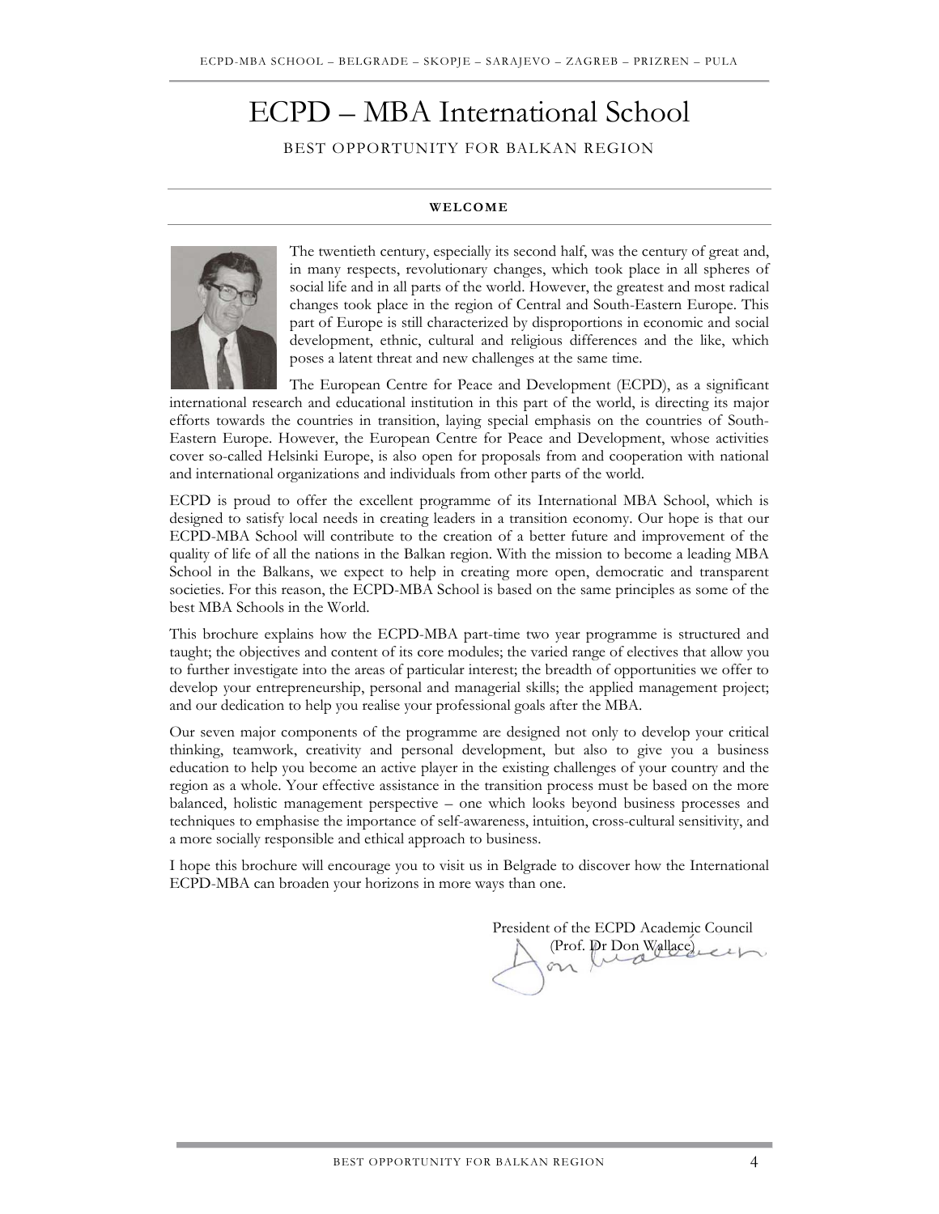# ECPD – MBA International School

BEST OPPORTUNITY FOR BALKAN REGION

## WELCOME

The twentieth century, especially its second half, was the century of great and, in many respects, revolutionary changes, which took place in all spheres of social life and in all parts of the world. However, the greatest and most radical changes took place in the region of Central and South-Eastern Europe. This part of Europe is still characterized by disproportions in economic and social development, ethnic, cultural and religious differences and the like, which poses a latent threat and new challenges at the same time.

The European Centre for Peace and Development (ECPD), as a significant international research and educational institution in this part of the world, is directing its major efforts towards the countries in transition, laying special emphasis on the countries of South-Eastern Europe. However, the European Centre for Peace and Development, whose activities cover so-called Helsinki Europe, is also open for proposals from and cooperation with national and international organizations and individuals from other parts of the world.

ECPD is proud to offer the excellent programme of its International MBA School, which is designed to satisfy local needs in creating leaders in a transition economy. Our hope is that our ECPD-MBA School will contribute to the creation of a better future and improvement of the quality of life of all the nations in the Balkan region. With the mission to become a leading MBA School in the Balkans, we expect to help in creating more open, democratic and transparent societies. For this reason, the ECPD-MBA School is based on the same principles as some of the best MBA Schools in the World.

This brochure explains how the ECPD-MBA part-time two year programme is structured and taught; the objectives and content of its core modules; the varied range of electives that allow you to further investigate into the areas of particular interest; the breadth of opportunities we offer to develop your entrepreneurship, personal and managerial skills; the applied management project; and our dedication to help you realise your professional goals after the MBA.

Our seven major components of the programme are designed not only to develop your critical thinking, teamwork, creativity and personal development, but also to give you a business education to help you become an active player in the existing challenges of your country and the region as a whole. Your effective assistance in the transition process must be based on the more balanced, holistic management perspective – one which looks beyond business processes and techniques to emphasise the importance of self-awareness, intuition, cross-cultural sensitivity, and a more socially responsible and ethical approach to business.

I hope this brochure will encourage you to visit us in Belgrade to discover how the International ECPD-MBA can broaden your horizons in more ways than one.

President of the ECPD Academic Council
(Prof. Dr Don Wallace)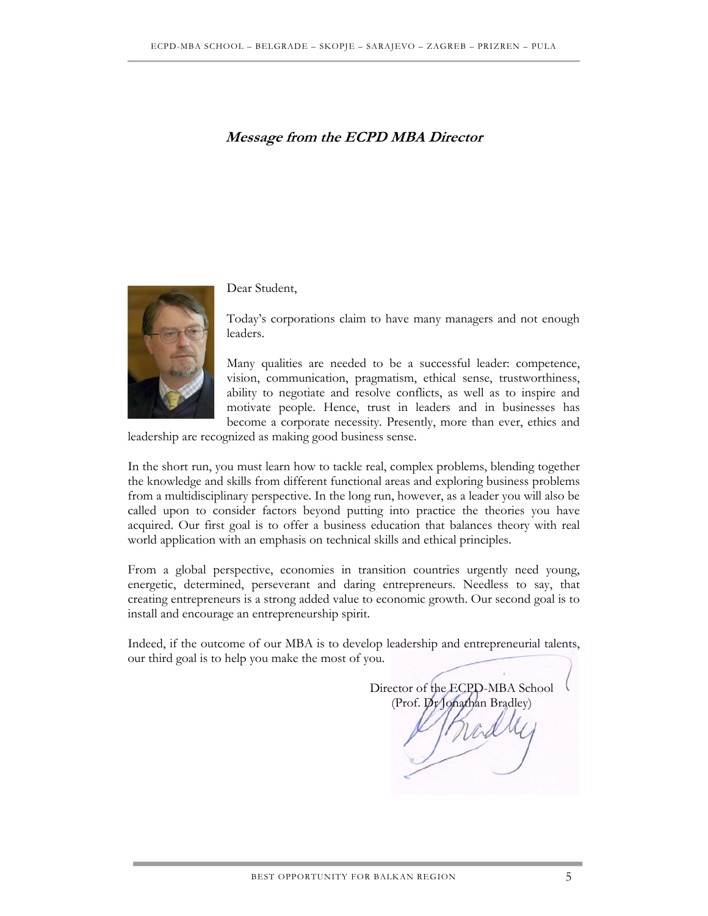***Message from the ECPD MBA Director***

Dear Student,

Today's corporations claim to have many managers and not enough leaders.

Many qualities are needed to be a successful leader: competence, vision, communication, pragmatism, ethical sense, trustworthiness, ability to negotiate and resolve conflicts, as well as to inspire and motivate people. Hence, trust in leaders and in businesses has become a corporate necessity. Presently, more than ever, ethics and leadership are recognized as making good business sense.

In the short run, you must learn how to tackle real, complex problems, blending together the knowledge and skills from different functional areas and exploring business problems from a multidisciplinary perspective. In the long run, however, as a leader you will also be called upon to consider factors beyond putting into practice the theories you have acquired. Our first goal is to offer a business education that balances theory with real world application with an emphasis on technical skills and ethical principles.

From a global perspective, economies in transition countries urgently need young, energetic, determined, perseverant and daring entrepreneurs. Needless to say, that creating entrepreneurs is a strong added value to economic growth. Our second goal is to install and encourage an entrepreneurship spirit.

Indeed, if the outcome of our MBA is to develop leadership and entrepreneurial talents, our third goal is to help you make the most of you.

Director of the ECPD-MBA School
(Prof. Dr Jonathan Bradley)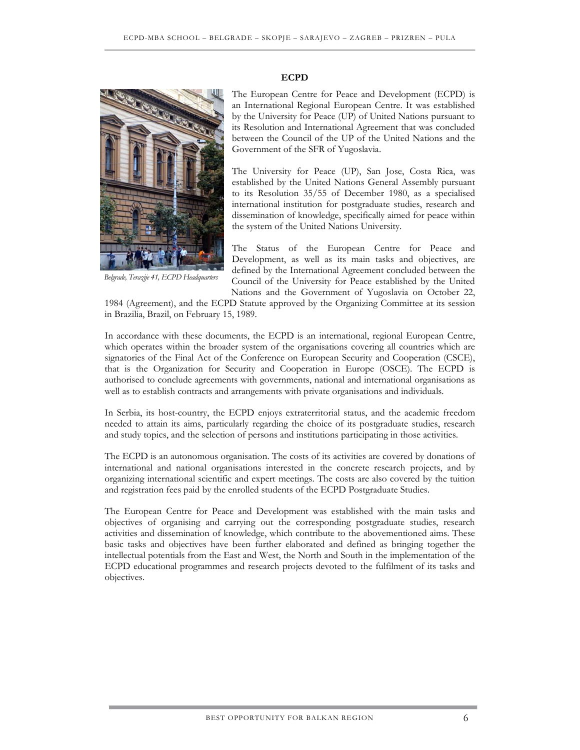## ECPD

Belgrade, Terazije 41, ECPD Headquarters

The European Centre for Peace and Development (ECPD) is an International Regional European Centre. It was established by the University for Peace (UP) of United Nations pursuant to its Resolution and International Agreement that was concluded between the Council of the UP of the United Nations and the Government of the SFR of Yugoslavia.

The University for Peace (UP), San Jose, Costa Rica, was established by the United Nations General Assembly pursuant to its Resolution 35/55 of December 1980, as a specialised international institution for postgraduate studies, research and dissemination of knowledge, specifically aimed for peace within the system of the United Nations University.

The Status of the European Centre for Peace and Development, as well as its main tasks and objectives, are defined by the International Agreement concluded between the Council of the University for Peace established by the United Nations and the Government of Yugoslavia on October 22, 1984 (Agreement), and the ECPD Statute approved by the Organizing Committee at its session in Brazilia, Brazil, on February 15, 1989.

In accordance with these documents, the ECPD is an international, regional European Centre, which operates within the broader system of the organisations covering all countries which are signatories of the Final Act of the Conference on European Security and Cooperation (CSCE), that is the Organization for Security and Cooperation in Europe (OSCE). The ECPD is authorised to conclude agreements with governments, national and international organisations as well as to establish contracts and arrangements with private organisations and individuals.

In Serbia, its host-country, the ECPD enjoys extraterritorial status, and the academic freedom needed to attain its aims, particularly regarding the choice of its postgraduate studies, research and study topics, and the selection of persons and institutions participating in those activities.

The ECPD is an autonomous organisation. The costs of its activities are covered by donations of international and national organisations interested in the concrete research projects, and by organizing international scientific and expert meetings. The costs are also covered by the tuition and registration fees paid by the enrolled students of the ECPD Postgraduate Studies.

The European Centre for Peace and Development was established with the main tasks and objectives of organising and carrying out the corresponding postgraduate studies, research activities and dissemination of knowledge, which contribute to the abovementioned aims. These basic tasks and objectives have been further elaborated and defined as bringing together the intellectual potentials from the East and West, the North and South in the implementation of the ECPD educational programmes and research projects devoted to the fulfilment of its tasks and objectives.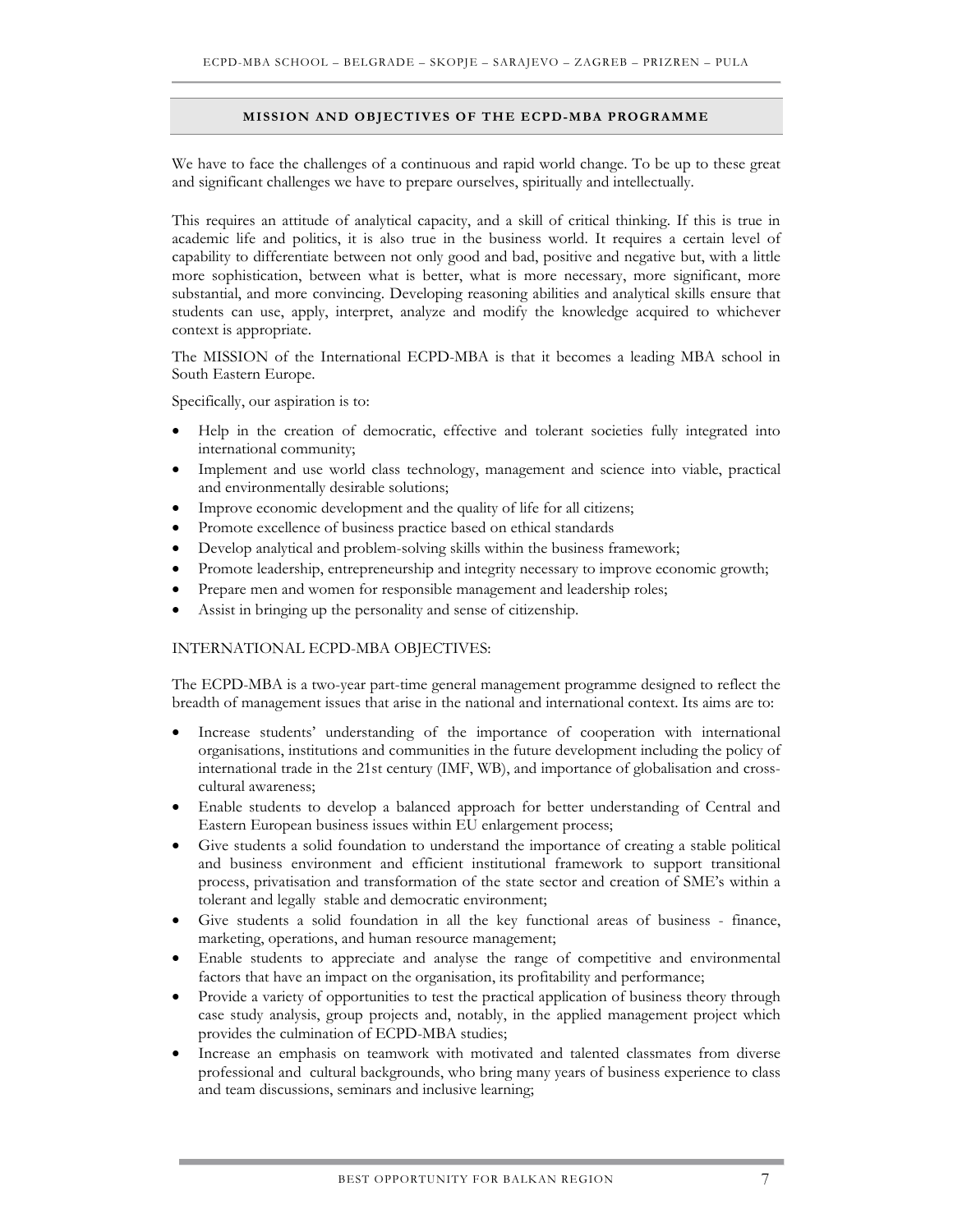## MISSION AND OBJECTIVES OF THE ECPD-MBA PROGRAMME

We have to face the challenges of a continuous and rapid world change. To be up to these great and significant challenges we have to prepare ourselves, spiritually and intellectually.

This requires an attitude of analytical capacity, and a skill of critical thinking. If this is true in academic life and politics, it is also true in the business world. It requires a certain level of capability to differentiate between not only good and bad, positive and negative but, with a little more sophistication, between what is better, what is more necessary, more significant, more substantial, and more convincing. Developing reasoning abilities and analytical skills ensure that students can use, apply, interpret, analyze and modify the knowledge acquired to whichever context is appropriate.

The MISSION of the International ECPD-MBA is that it becomes a leading MBA school in South Eastern Europe.

Specifically, our aspiration is to:

- Help in the creation of democratic, effective and tolerant societies fully integrated into international community;
- Implement and use world class technology, management and science into viable, practical and environmentally desirable solutions;
- Improve economic development and the quality of life for all citizens;
- Promote excellence of business practice based on ethical standards
- Develop analytical and problem-solving skills within the business framework;
- Promote leadership, entrepreneurship and integrity necessary to improve economic growth;
- Prepare men and women for responsible management and leadership roles;
- Assist in bringing up the personality and sense of citizenship.

INTERNATIONAL ECPD-MBA OBJECTIVES:

The ECPD-MBA is a two-year part-time general management programme designed to reflect the breadth of management issues that arise in the national and international context. Its aims are to:

- Increase students' understanding of the importance of cooperation with international organisations, institutions and communities in the future development including the policy of international trade in the 21st century (IMF, WB), and importance of globalisation and cross-cultural awareness;
- Enable students to develop a balanced approach for better understanding of Central and Eastern European business issues within EU enlargement process;
- Give students a solid foundation to understand the importance of creating a stable political and business environment and efficient institutional framework to support transitional process, privatisation and transformation of the state sector and creation of SME's within a tolerant and legally stable and democratic environment;
- Give students a solid foundation in all the key functional areas of business - finance, marketing, operations, and human resource management;
- Enable students to appreciate and analyse the range of competitive and environmental factors that have an impact on the organisation, its profitability and performance;
- Provide a variety of opportunities to test the practical application of business theory through case study analysis, group projects and, notably, in the applied management project which provides the culmination of ECPD-MBA studies;
- Increase an emphasis on teamwork with motivated and talented classmates from diverse professional and cultural backgrounds, who bring many years of business experience to class and team discussions, seminars and inclusive learning;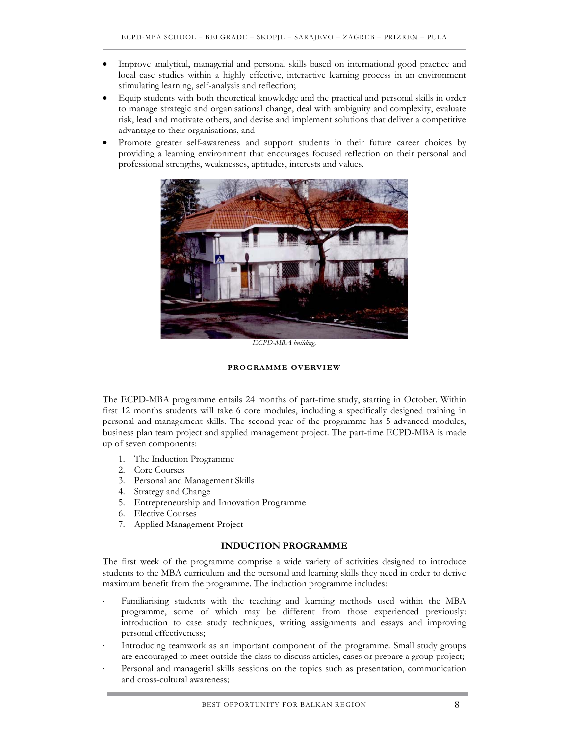- Improve analytical, managerial and personal skills based on international good practice and local case studies within a highly effective, interactive learning process in an environment stimulating learning, self-analysis and reflection;
- Equip students with both theoretical knowledge and the practical and personal skills in order to manage strategic and organisational change, deal with ambiguity and complexity, evaluate risk, lead and motivate others, and devise and implement solutions that deliver a competitive advantage to their organisations, and
- Promote greater self-awareness and support students in their future career choices by providing a learning environment that encourages focused reflection on their personal and professional strengths, weaknesses, aptitudes, interests and values.

*ECPD-MBA building,*

## PROGRAMME OVERVIEW

The ECPD-MBA programme entails 24 months of part-time study, starting in October. Within first 12 months students will take 6 core modules, including a specifically designed training in personal and management skills. The second year of the programme has 5 advanced modules, business plan team project and applied management project. The part-time ECPD-MBA is made up of seven components:

1. The Induction Programme
2. Core Courses
3. Personal and Management Skills
4. Strategy and Change
5. Entrepreneurship and Innovation Programme
6. Elective Courses
7. Applied Management Project

### INDUCTION PROGRAMME

The first week of the programme comprise a wide variety of activities designed to introduce students to the MBA curriculum and the personal and learning skills they need in order to derive maximum benefit from the programme. The induction programme includes:

- Familiarising students with the teaching and learning methods used within the MBA programme, some of which may be different from those experienced previously: introduction to case study techniques, writing assignments and essays and improving personal effectiveness;
- Introducing teamwork as an important component of the programme. Small study groups are encouraged to meet outside the class to discuss articles, cases or prepare a group project;
- Personal and managerial skills sessions on the topics such as presentation, communication and cross-cultural awareness;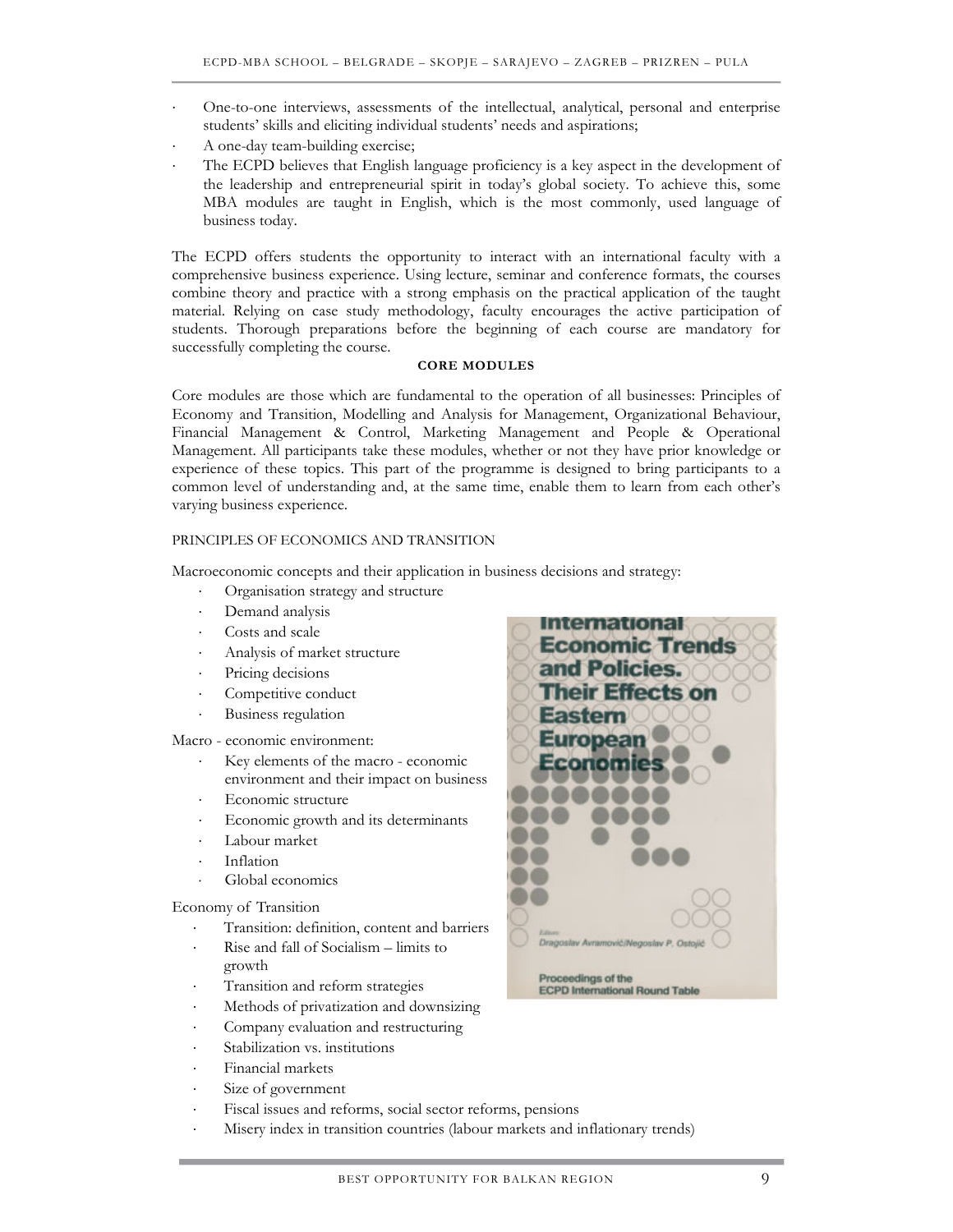- One-to-one interviews, assessments of the intellectual, analytical, personal and enterprise students' skills and eliciting individual students' needs and aspirations;
- A one-day team-building exercise;
- The ECPD believes that English language proficiency is a key aspect in the development of the leadership and entrepreneurial spirit in today's global society. To achieve this, some MBA modules are taught in English, which is the most commonly, used language of business today.

The ECPD offers students the opportunity to interact with an international faculty with a comprehensive business experience. Using lecture, seminar and conference formats, the courses combine theory and practice with a strong emphasis on the practical application of the taught material. Relying on case study methodology, faculty encourages the active participation of students. Thorough preparations before the beginning of each course are mandatory for successfully completing the course.

**CORE MODULES**

Core modules are those which are fundamental to the operation of all businesses: Principles of Economy and Transition, Modelling and Analysis for Management, Organizational Behaviour, Financial Management & Control, Marketing Management and People & Operational Management. All participants take these modules, whether or not they have prior knowledge or experience of these topics. This part of the programme is designed to bring participants to a common level of understanding and, at the same time, enable them to learn from each other's varying business experience.

PRINCIPLES OF ECONOMICS AND TRANSITION

Macroeconomic concepts and their application in business decisions and strategy:

- Organisation strategy and structure
- Demand analysis
- Costs and scale
- Analysis of market structure
- Pricing decisions
- Competitive conduct
- Business regulation

Macro - economic environment:

- Key elements of the macro - economic environment and their impact on business
- Economic structure
- Economic growth and its determinants
- Labour market
- Inflation
- Global economics

Economy of Transition

- Transition: definition, content and barriers
- Rise and fall of Socialism – limits to growth
- Transition and reform strategies
- Methods of privatization and downsizing
- Company evaluation and restructuring
- Stabilization vs. institutions
- Financial markets
- Size of government
- Fiscal issues and reforms, social sector reforms, pensions
- Misery index in transition countries (labour markets and inflationary trends)

International Economic Trends and Policies. Their Effects on Eastern European Economies

Editors: Dragoslav Avramović/Negoslav P. Ostojić

Proceedings of the ECPD International Round Table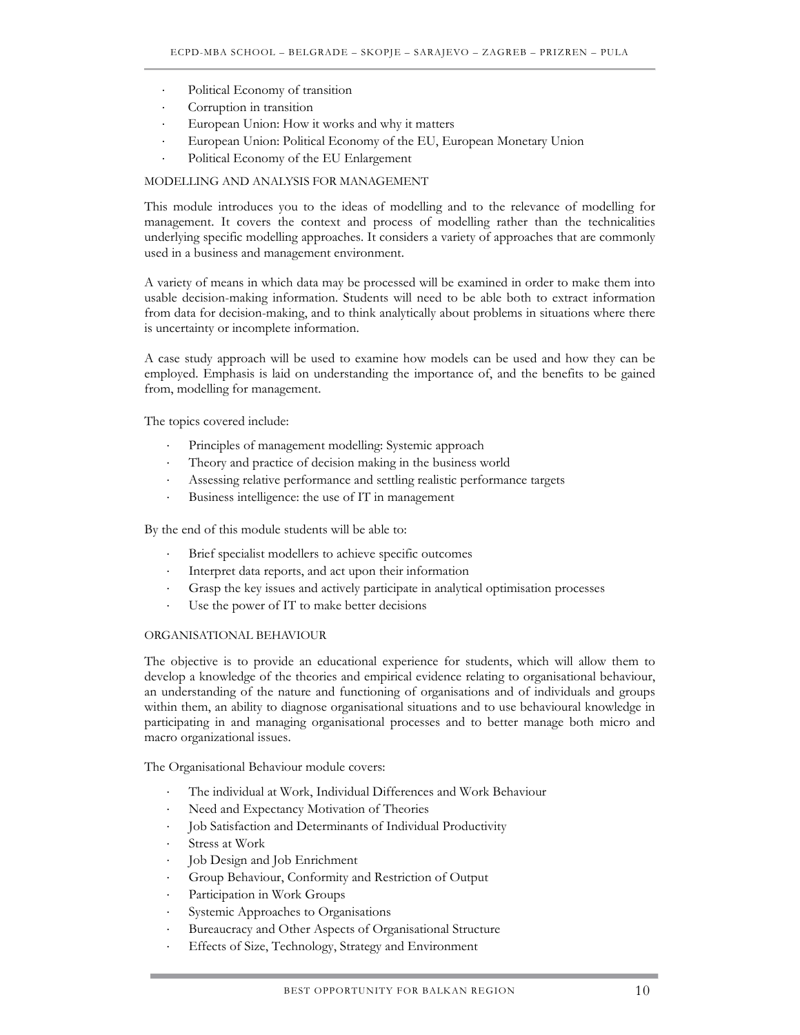- Political Economy of transition
- Corruption in transition
- European Union: How it works and why it matters
- European Union: Political Economy of the EU, European Monetary Union
- Political Economy of the EU Enlargement

### MODELLING AND ANALYSIS FOR MANAGEMENT

This module introduces you to the ideas of modelling and to the relevance of modelling for management. It covers the context and process of modelling rather than the technicalities underlying specific modelling approaches. It considers a variety of approaches that are commonly used in a business and management environment.

A variety of means in which data may be processed will be examined in order to make them into usable decision-making information. Students will need to be able both to extract information from data for decision-making, and to think analytically about problems in situations where there is uncertainty or incomplete information.

A case study approach will be used to examine how models can be used and how they can be employed. Emphasis is laid on understanding the importance of, and the benefits to be gained from, modelling for management.

The topics covered include:

- Principles of management modelling: Systemic approach
- Theory and practice of decision making in the business world
- Assessing relative performance and settling realistic performance targets
- Business intelligence: the use of IT in management

By the end of this module students will be able to:

- Brief specialist modellers to achieve specific outcomes
- Interpret data reports, and act upon their information
- Grasp the key issues and actively participate in analytical optimisation processes
- Use the power of IT to make better decisions

### ORGANISATIONAL BEHAVIOUR

The objective is to provide an educational experience for students, which will allow them to develop a knowledge of the theories and empirical evidence relating to organisational behaviour, an understanding of the nature and functioning of organisations and of individuals and groups within them, an ability to diagnose organisational situations and to use behavioural knowledge in participating in and managing organisational processes and to better manage both micro and macro organizational issues.

The Organisational Behaviour module covers:

- The individual at Work, Individual Differences and Work Behaviour
- Need and Expectancy Motivation of Theories
- Job Satisfaction and Determinants of Individual Productivity
- Stress at Work
- Job Design and Job Enrichment
- Group Behaviour, Conformity and Restriction of Output
- Participation in Work Groups
- Systemic Approaches to Organisations
- Bureaucracy and Other Aspects of Organisational Structure
- Effects of Size, Technology, Strategy and Environment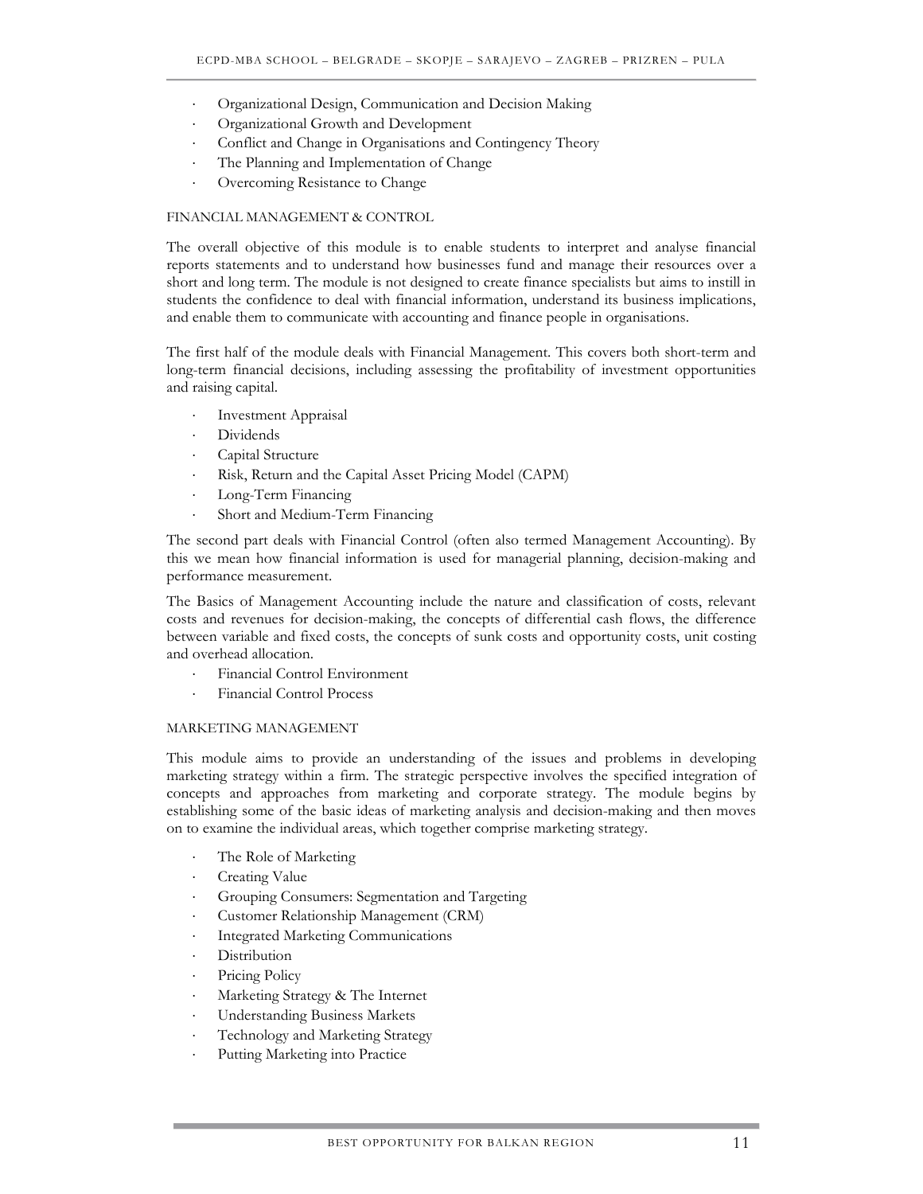- Organizational Design, Communication and Decision Making
- Organizational Growth and Development
- Conflict and Change in Organisations and Contingency Theory
- The Planning and Implementation of Change
- Overcoming Resistance to Change

### FINANCIAL MANAGEMENT & CONTROL

The overall objective of this module is to enable students to interpret and analyse financial reports statements and to understand how businesses fund and manage their resources over a short and long term. The module is not designed to create finance specialists but aims to instill in students the confidence to deal with financial information, understand its business implications, and enable them to communicate with accounting and finance people in organisations.

The first half of the module deals with Financial Management. This covers both short-term and long-term financial decisions, including assessing the profitability of investment opportunities and raising capital.

- Investment Appraisal
- Dividends
- Capital Structure
- Risk, Return and the Capital Asset Pricing Model (CAPM)
- Long-Term Financing
- Short and Medium-Term Financing

The second part deals with Financial Control (often also termed Management Accounting). By this we mean how financial information is used for managerial planning, decision-making and performance measurement.

The Basics of Management Accounting include the nature and classification of costs, relevant costs and revenues for decision-making, the concepts of differential cash flows, the difference between variable and fixed costs, the concepts of sunk costs and opportunity costs, unit costing and overhead allocation.

- Financial Control Environment
- Financial Control Process

### MARKETING MANAGEMENT

This module aims to provide an understanding of the issues and problems in developing marketing strategy within a firm. The strategic perspective involves the specified integration of concepts and approaches from marketing and corporate strategy. The module begins by establishing some of the basic ideas of marketing analysis and decision-making and then moves on to examine the individual areas, which together comprise marketing strategy.

- The Role of Marketing
- Creating Value
- Grouping Consumers: Segmentation and Targeting
- Customer Relationship Management (CRM)
- Integrated Marketing Communications
- Distribution
- Pricing Policy
- Marketing Strategy & The Internet
- Understanding Business Markets
- Technology and Marketing Strategy
- Putting Marketing into Practice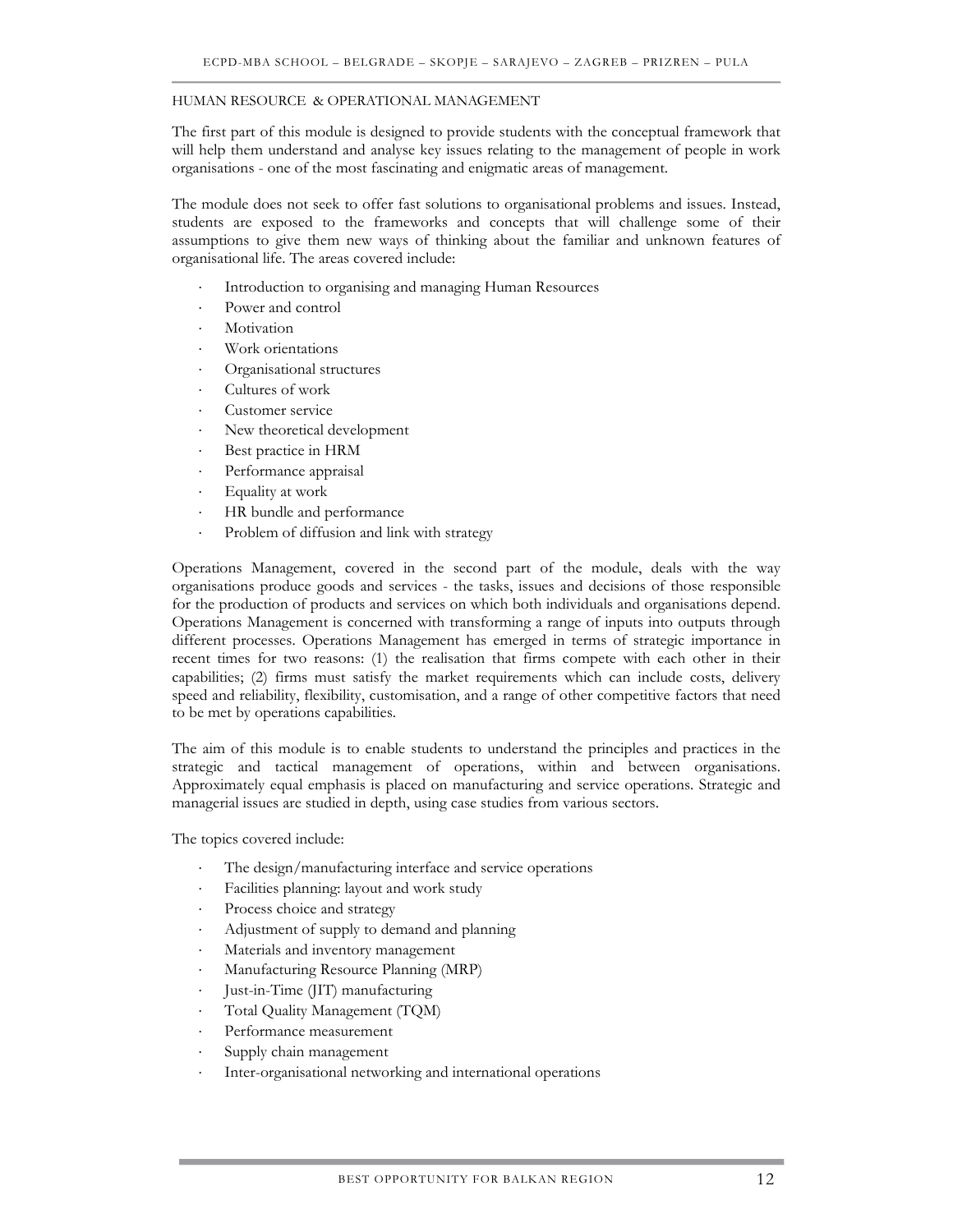## HUMAN RESOURCE & OPERATIONAL MANAGEMENT

The first part of this module is designed to provide students with the conceptual framework that will help them understand and analyse key issues relating to the management of people in work organisations - one of the most fascinating and enigmatic areas of management.

The module does not seek to offer fast solutions to organisational problems and issues. Instead, students are exposed to the frameworks and concepts that will challenge some of their assumptions to give them new ways of thinking about the familiar and unknown features of organisational life. The areas covered include:

- Introduction to organising and managing Human Resources
- Power and control
- Motivation
- Work orientations
- Organisational structures
- Cultures of work
- Customer service
- New theoretical development
- Best practice in HRM
- Performance appraisal
- Equality at work
- HR bundle and performance
- Problem of diffusion and link with strategy

Operations Management, covered in the second part of the module, deals with the way organisations produce goods and services - the tasks, issues and decisions of those responsible for the production of products and services on which both individuals and organisations depend. Operations Management is concerned with transforming a range of inputs into outputs through different processes. Operations Management has emerged in terms of strategic importance in recent times for two reasons: (1) the realisation that firms compete with each other in their capabilities; (2) firms must satisfy the market requirements which can include costs, delivery speed and reliability, flexibility, customisation, and a range of other competitive factors that need to be met by operations capabilities.

The aim of this module is to enable students to understand the principles and practices in the strategic and tactical management of operations, within and between organisations. Approximately equal emphasis is placed on manufacturing and service operations. Strategic and managerial issues are studied in depth, using case studies from various sectors.

The topics covered include:

- The design/manufacturing interface and service operations
- Facilities planning: layout and work study
- Process choice and strategy
- Adjustment of supply to demand and planning
- Materials and inventory management
- Manufacturing Resource Planning (MRP)
- Just-in-Time (JIT) manufacturing
- Total Quality Management (TQM)
- Performance measurement
- Supply chain management
- Inter-organisational networking and international operations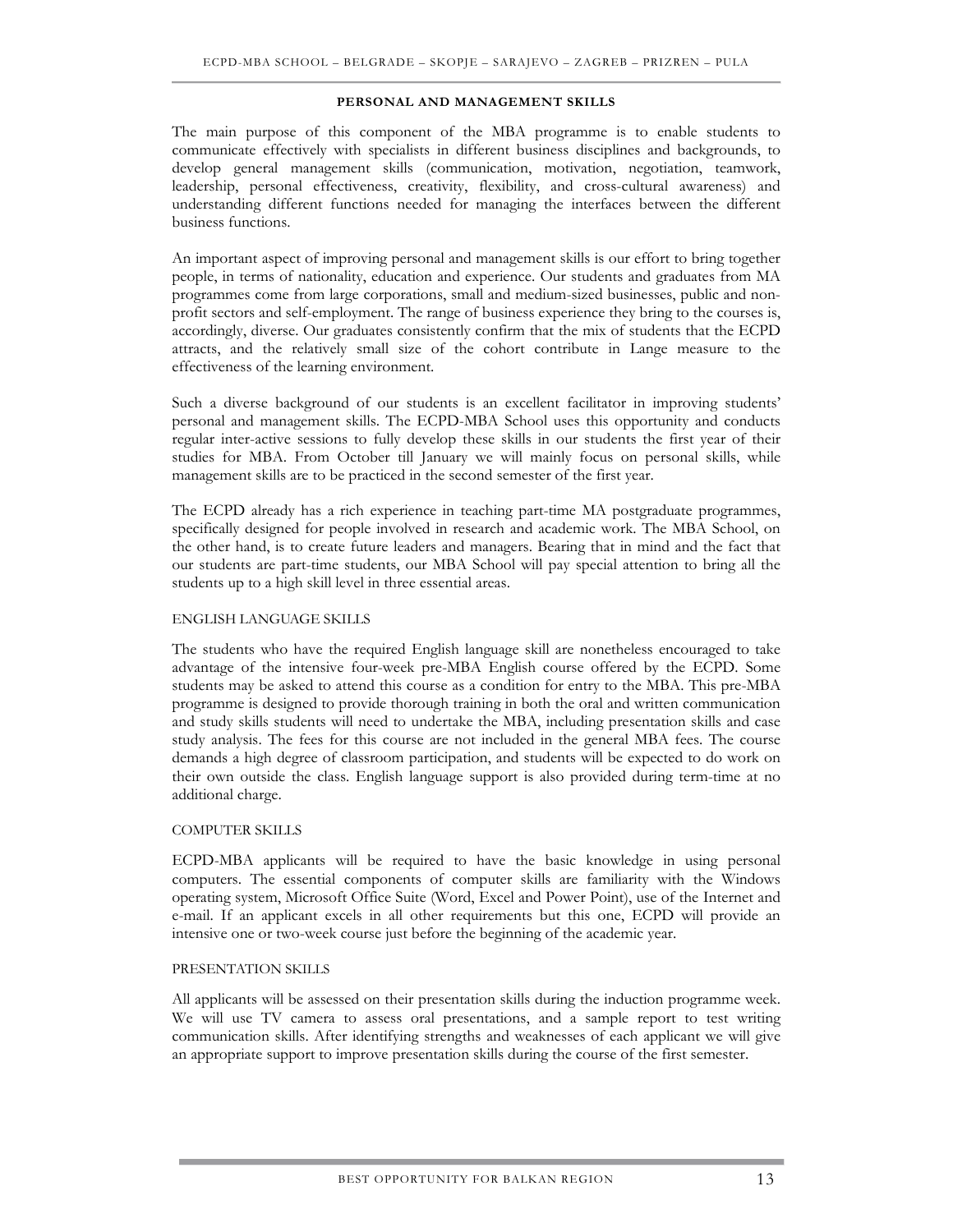## PERSONAL AND MANAGEMENT SKILLS

The main purpose of this component of the MBA programme is to enable students to communicate effectively with specialists in different business disciplines and backgrounds, to develop general management skills (communication, motivation, negotiation, teamwork, leadership, personal effectiveness, creativity, flexibility, and cross-cultural awareness) and understanding different functions needed for managing the interfaces between the different business functions.

An important aspect of improving personal and management skills is our effort to bring together people, in terms of nationality, education and experience. Our students and graduates from MA programmes come from large corporations, small and medium-sized businesses, public and non-profit sectors and self-employment. The range of business experience they bring to the courses is, accordingly, diverse. Our graduates consistently confirm that the mix of students that the ECPD attracts, and the relatively small size of the cohort contribute in Lange measure to the effectiveness of the learning environment.

Such a diverse background of our students is an excellent facilitator in improving students' personal and management skills. The ECPD-MBA School uses this opportunity and conducts regular inter-active sessions to fully develop these skills in our students the first year of their studies for MBA. From October till January we will mainly focus on personal skills, while management skills are to be practiced in the second semester of the first year.

The ECPD already has a rich experience in teaching part-time MA postgraduate programmes, specifically designed for people involved in research and academic work. The MBA School, on the other hand, is to create future leaders and managers. Bearing that in mind and the fact that our students are part-time students, our MBA School will pay special attention to bring all the students up to a high skill level in three essential areas.

### ENGLISH LANGUAGE SKILLS

The students who have the required English language skill are nonetheless encouraged to take advantage of the intensive four-week pre-MBA English course offered by the ECPD. Some students may be asked to attend this course as a condition for entry to the MBA. This pre-MBA programme is designed to provide thorough training in both the oral and written communication and study skills students will need to undertake the MBA, including presentation skills and case study analysis. The fees for this course are not included in the general MBA fees. The course demands a high degree of classroom participation, and students will be expected to do work on their own outside the class. English language support is also provided during term-time at no additional charge.

### COMPUTER SKILLS

ECPD-MBA applicants will be required to have the basic knowledge in using personal computers. The essential components of computer skills are familiarity with the Windows operating system, Microsoft Office Suite (Word, Excel and Power Point), use of the Internet and e-mail. If an applicant excels in all other requirements but this one, ECPD will provide an intensive one or two-week course just before the beginning of the academic year.

### PRESENTATION SKILLS

All applicants will be assessed on their presentation skills during the induction programme week. We will use TV camera to assess oral presentations, and a sample report to test writing communication skills. After identifying strengths and weaknesses of each applicant we will give an appropriate support to improve presentation skills during the course of the first semester.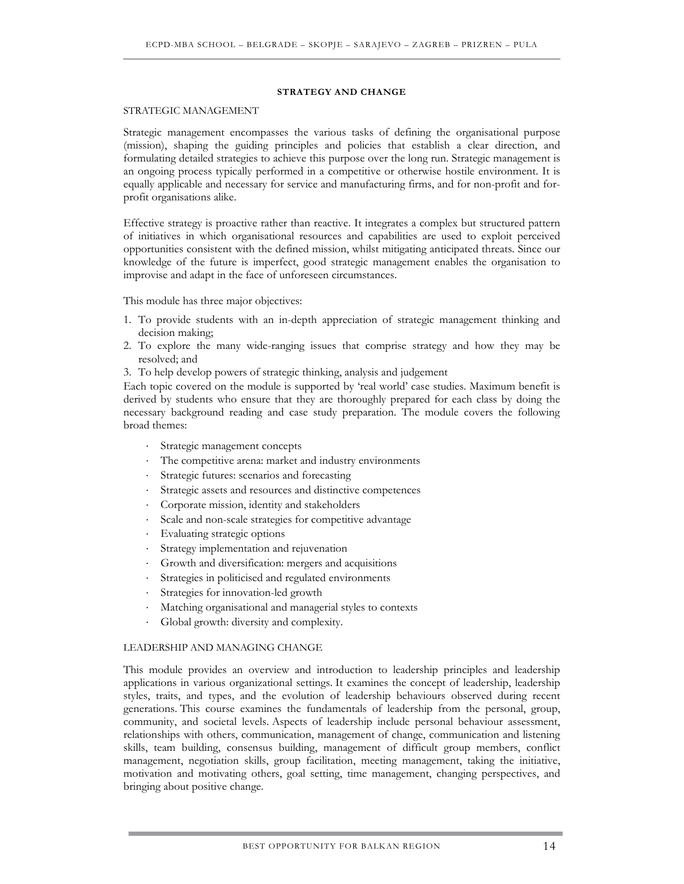## STRATEGY AND CHANGE

### STRATEGIC MANAGEMENT

Strategic management encompasses the various tasks of defining the organisational purpose (mission), shaping the guiding principles and policies that establish a clear direction, and formulating detailed strategies to achieve this purpose over the long run. Strategic management is an ongoing process typically performed in a competitive or otherwise hostile environment. It is equally applicable and necessary for service and manufacturing firms, and for non-profit and for-profit organisations alike.

Effective strategy is proactive rather than reactive. It integrates a complex but structured pattern of initiatives in which organisational resources and capabilities are used to exploit perceived opportunities consistent with the defined mission, whilst mitigating anticipated threats. Since our knowledge of the future is imperfect, good strategic management enables the organisation to improvise and adapt in the face of unforeseen circumstances.

This module has three major objectives:

1. To provide students with an in-depth appreciation of strategic management thinking and decision making;
2. To explore the many wide-ranging issues that comprise strategy and how they may be resolved; and
3. To help develop powers of strategic thinking, analysis and judgement

Each topic covered on the module is supported by 'real world' case studies. Maximum benefit is derived by students who ensure that they are thoroughly prepared for each class by doing the necessary background reading and case study preparation. The module covers the following broad themes:

- Strategic management concepts
- The competitive arena: market and industry environments
- Strategic futures: scenarios and forecasting
- Strategic assets and resources and distinctive competences
- Corporate mission, identity and stakeholders
- Scale and non-scale strategies for competitive advantage
- Evaluating strategic options
- Strategy implementation and rejuvenation
- Growth and diversification: mergers and acquisitions
- Strategies in politicised and regulated environments
- Strategies for innovation-led growth
- Matching organisational and managerial styles to contexts
- Global growth: diversity and complexity.

### LEADERSHIP AND MANAGING CHANGE

This module provides an overview and introduction to leadership principles and leadership applications in various organizational settings. It examines the concept of leadership, leadership styles, traits, and types, and the evolution of leadership behaviours observed during recent generations. This course examines the fundamentals of leadership from the personal, group, community, and societal levels. Aspects of leadership include personal behaviour assessment, relationships with others, communication, management of change, communication and listening skills, team building, consensus building, management of difficult group members, conflict management, negotiation skills, group facilitation, meeting management, taking the initiative, motivation and motivating others, goal setting, time management, changing perspectives, and bringing about positive change.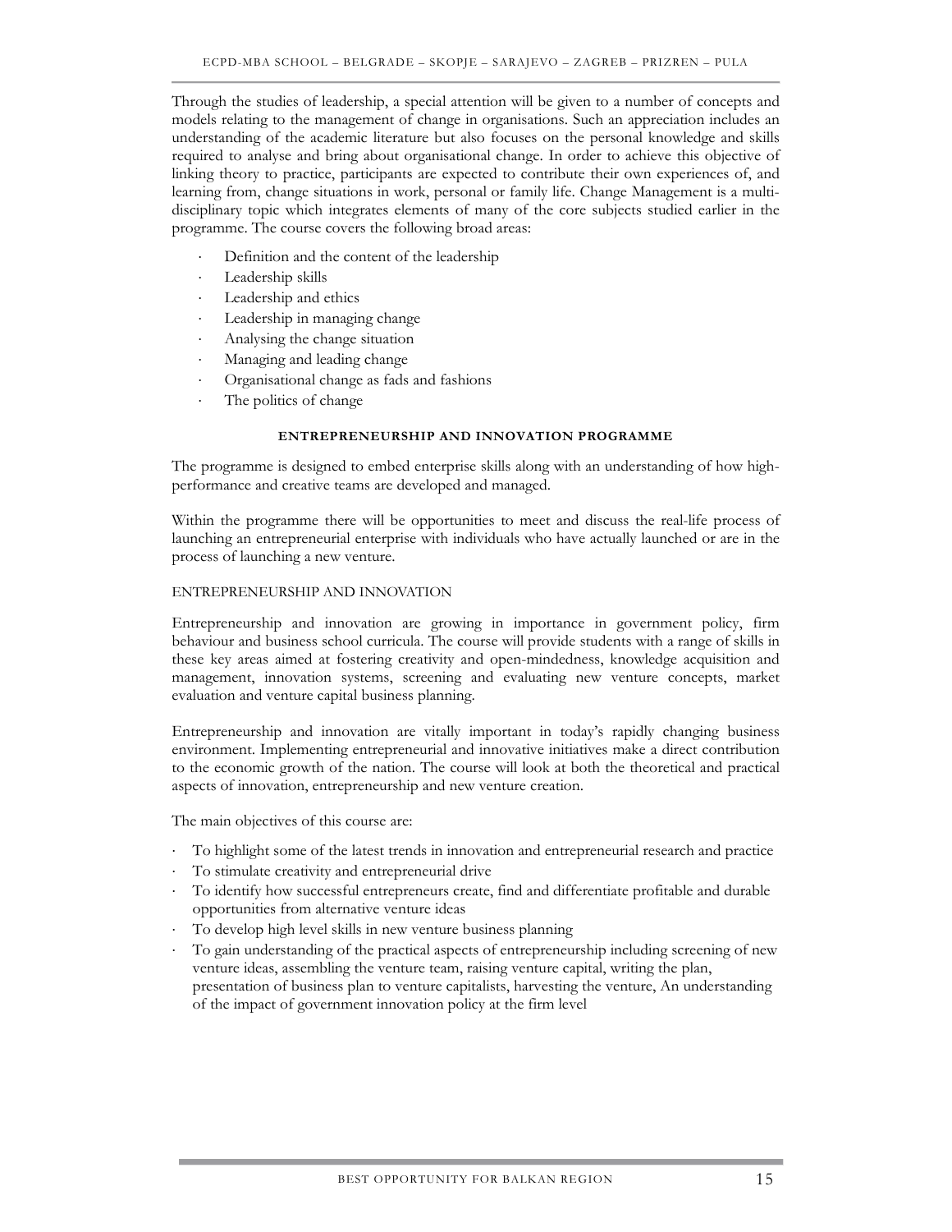Through the studies of leadership, a special attention will be given to a number of concepts and models relating to the management of change in organisations. Such an appreciation includes an understanding of the academic literature but also focuses on the personal knowledge and skills required to analyse and bring about organisational change. In order to achieve this objective of linking theory to practice, participants are expected to contribute their own experiences of, and learning from, change situations in work, personal or family life. Change Management is a multi-disciplinary topic which integrates elements of many of the core subjects studied earlier in the programme. The course covers the following broad areas:

- Definition and the content of the leadership
- Leadership skills
- Leadership and ethics
- Leadership in managing change
- Analysing the change situation
- Managing and leading change
- Organisational change as fads and fashions
- The politics of change

## ENTREPRENEURSHIP AND INNOVATION PROGRAMME

The programme is designed to embed enterprise skills along with an understanding of how high-performance and creative teams are developed and managed.

Within the programme there will be opportunities to meet and discuss the real-life process of launching an entrepreneurial enterprise with individuals who have actually launched or are in the process of launching a new venture.

### ENTREPRENEURSHIP AND INNOVATION

Entrepreneurship and innovation are growing in importance in government policy, firm behaviour and business school curricula. The course will provide students with a range of skills in these key areas aimed at fostering creativity and open-mindedness, knowledge acquisition and management, innovation systems, screening and evaluating new venture concepts, market evaluation and venture capital business planning.

Entrepreneurship and innovation are vitally important in today's rapidly changing business environment. Implementing entrepreneurial and innovative initiatives make a direct contribution to the economic growth of the nation. The course will look at both the theoretical and practical aspects of innovation, entrepreneurship and new venture creation.

The main objectives of this course are:

- To highlight some of the latest trends in innovation and entrepreneurial research and practice
- To stimulate creativity and entrepreneurial drive
- To identify how successful entrepreneurs create, find and differentiate profitable and durable opportunities from alternative venture ideas
- To develop high level skills in new venture business planning
- To gain understanding of the practical aspects of entrepreneurship including screening of new venture ideas, assembling the venture team, raising venture capital, writing the plan, presentation of business plan to venture capitalists, harvesting the venture, An understanding of the impact of government innovation policy at the firm level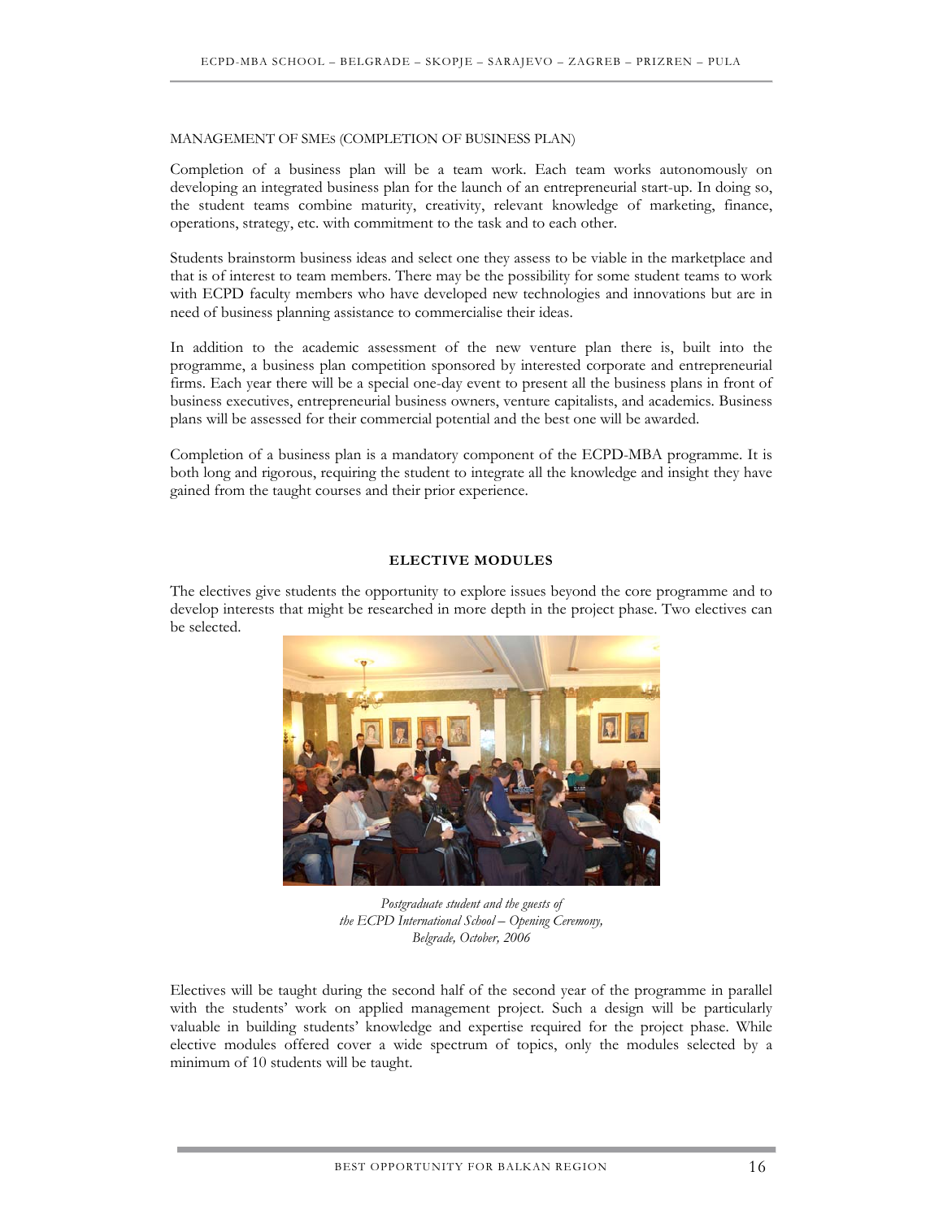MANAGEMENT OF SMES (COMPLETION OF BUSINESS PLAN)

Completion of a business plan will be a team work. Each team works autonomously on developing an integrated business plan for the launch of an entrepreneurial start-up. In doing so, the student teams combine maturity, creativity, relevant knowledge of marketing, finance, operations, strategy, etc. with commitment to the task and to each other.

Students brainstorm business ideas and select one they assess to be viable in the marketplace and that is of interest to team members. There may be the possibility for some student teams to work with ECPD faculty members who have developed new technologies and innovations but are in need of business planning assistance to commercialise their ideas.

In addition to the academic assessment of the new venture plan there is, built into the programme, a business plan competition sponsored by interested corporate and entrepreneurial firms. Each year there will be a special one-day event to present all the business plans in front of business executives, entrepreneurial business owners, venture capitalists, and academics. Business plans will be assessed for their commercial potential and the best one will be awarded.

Completion of a business plan is a mandatory component of the ECPD-MBA programme. It is both long and rigorous, requiring the student to integrate all the knowledge and insight they have gained from the taught courses and their prior experience.

## ELECTIVE MODULES

The electives give students the opportunity to explore issues beyond the core programme and to develop interests that might be researched in more depth in the project phase. Two electives can be selected.

*Postgraduate student and the guests of the ECPD International School – Opening Ceremony, Belgrade, October, 2006*

Electives will be taught during the second half of the second year of the programme in parallel with the students' work on applied management project. Such a design will be particularly valuable in building students' knowledge and expertise required for the project phase. While elective modules offered cover a wide spectrum of topics, only the modules selected by a minimum of 10 students will be taught.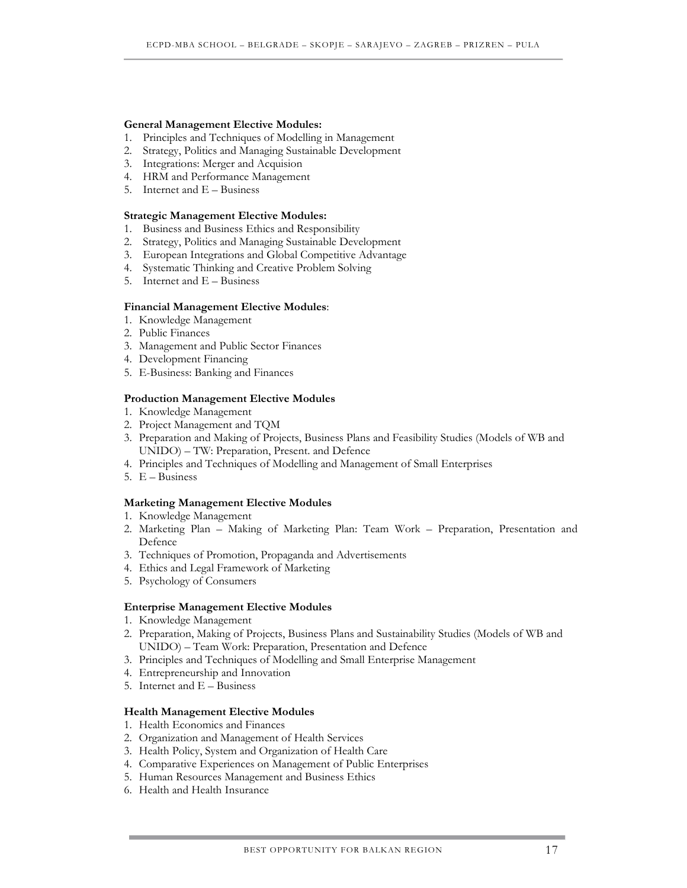**General Management Elective Modules:**

1. Principles and Techniques of Modelling in Management
2. Strategy, Politics and Managing Sustainable Development
3. Integrations: Merger and Acquision
4. HRM and Performance Management
5. Internet and E – Business

**Strategic Management Elective Modules:**

1. Business and Business Ethics and Responsibility
2. Strategy, Politics and Managing Sustainable Development
3. European Integrations and Global Competitive Advantage
4. Systematic Thinking and Creative Problem Solving
5. Internet and E – Business

**Financial Management Elective Modules**:

1. Knowledge Management
2. Public Finances
3. Management and Public Sector Finances
4. Development Financing
5. E-Business: Banking and Finances

**Production Management Elective Modules**

1. Knowledge Management
2. Project Management and TQM
3. Preparation and Making of Projects, Business Plans and Feasibility Studies (Models of WB and UNIDO) – TW: Preparation, Present. and Defence
4. Principles and Techniques of Modelling and Management of Small Enterprises
5. E – Business

**Marketing Management Elective Modules**

1. Knowledge Management
2. Marketing Plan – Making of Marketing Plan: Team Work – Preparation, Presentation and Defence
3. Techniques of Promotion, Propaganda and Advertisements
4. Ethics and Legal Framework of Marketing
5. Psychology of Consumers

**Enterprise Management Elective Modules**

1. Knowledge Management
2. Preparation, Making of Projects, Business Plans and Sustainability Studies (Models of WB and UNIDO) – Team Work: Preparation, Presentation and Defence
3. Principles and Techniques of Modelling and Small Enterprise Management
4. Entrepreneurship and Innovation
5. Internet and E – Business

**Health Management Elective Modules**

1. Health Economics and Finances
2. Organization and Management of Health Services
3. Health Policy, System and Organization of Health Care
4. Comparative Experiences on Management of Public Enterprises
5. Human Resources Management and Business Ethics
6. Health and Health Insurance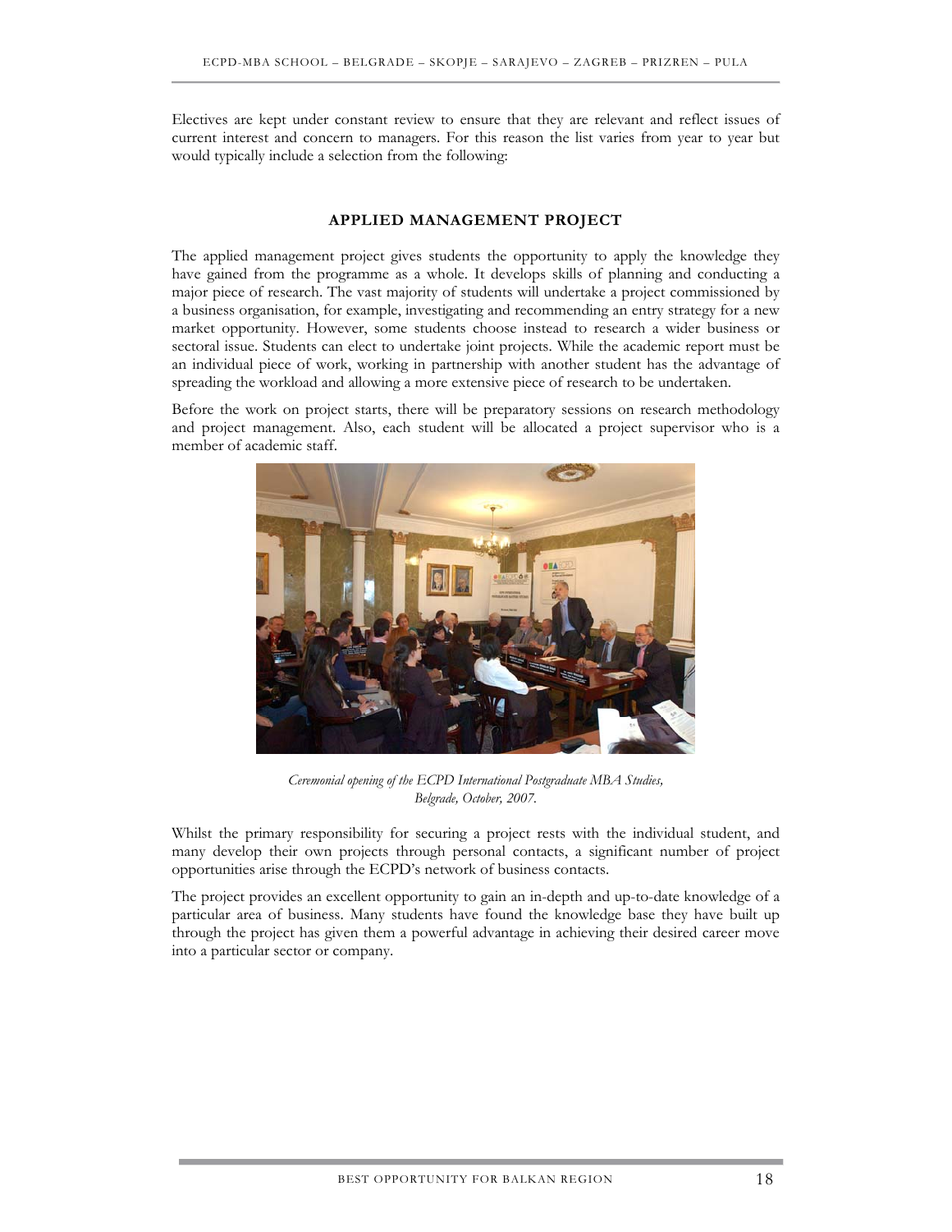Electives are kept under constant review to ensure that they are relevant and reflect issues of current interest and concern to managers. For this reason the list varies from year to year but would typically include a selection from the following:

## APPLIED MANAGEMENT PROJECT

The applied management project gives students the opportunity to apply the knowledge they have gained from the programme as a whole. It develops skills of planning and conducting a major piece of research. The vast majority of students will undertake a project commissioned by a business organisation, for example, investigating and recommending an entry strategy for a new market opportunity. However, some students choose instead to research a wider business or sectoral issue. Students can elect to undertake joint projects. While the academic report must be an individual piece of work, working in partnership with another student has the advantage of spreading the workload and allowing a more extensive piece of research to be undertaken.

Before the work on project starts, there will be preparatory sessions on research methodology and project management. Also, each student will be allocated a project supervisor who is a member of academic staff.

*Ceremonial opening of the ECPD International Postgraduate MBA Studies, Belgrade, October, 2007.*

Whilst the primary responsibility for securing a project rests with the individual student, and many develop their own projects through personal contacts, a significant number of project opportunities arise through the ECPD's network of business contacts.

The project provides an excellent opportunity to gain an in-depth and up-to-date knowledge of a particular area of business. Many students have found the knowledge base they have built up through the project has given them a powerful advantage in achieving their desired career move into a particular sector or company.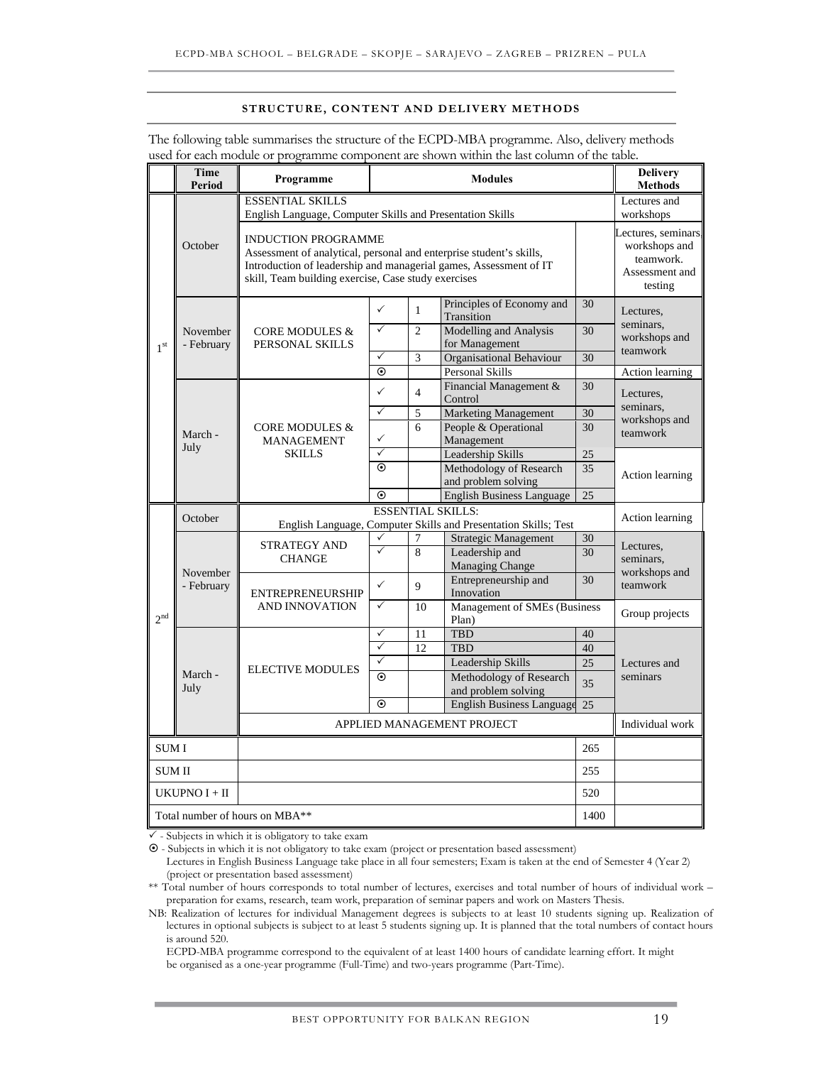## STRUCTURE, CONTENT AND DELIVERY METHODS

The following table summarises the structure of the ECPD-MBA programme. Also, delivery methods used for each module or programme component are shown within the last column of the table.

| | Time Period | Programme | Modules | | | | Delivery Methods |
|---|---|---|---|---|---|---|---|
| 1st | October | ESSENTIAL SKILLS English Language, Computer Skills and Presentation Skills | | | | | Lectures and workshops |
| | | INDUCTION PROGRAMME Assessment of analytical, personal and enterprise student's skills, Introduction of leadership and managerial games, Assessment of IT skill, Team building exercise, Case study exercises | | | | | Lectures, seminars, workshops and teamwork. Assessment and testing |
| | November - February | CORE MODULES & PERSONAL SKILLS | ✓ | 1 | Principles of Economy and Transition | 30 | Lectures, seminars, workshops and teamwork |
| | | | ✓ | 2 | Modelling and Analysis for Management | 30 | |
| | | | ✓ | 3 | Organisational Behaviour | 30 | |
| | | | ⊙ | | Personal Skills | | Action learning |
| | March - July | CORE MODULES & MANAGEMENT SKILLS | ✓ | 4 | Financial Management & Control | 30 | Lectures, seminars, workshops and teamwork |
| | | | ✓ | 5 | Marketing Management | 30 | |
| | | | ✓ | 6 | People & Operational Management | 30 | |
| | | | ✓ | | Leadership Skills | 25 | Action learning |
| | | | ⊙ | | Methodology of Research and problem solving | 35 | |
| | | | ⊙ | | English Business Language | 25 | |
| 2nd | October | ESSENTIAL SKILLS: English Language, Computer Skills and Presentation Skills; Test | | | | | Action learning |
| | November - February | STRATEGY AND CHANGE | ✓ | 7 | Strategic Management | 30 | Lectures, seminars, workshops and teamwork |
| | | | ✓ | 8 | Leadership and Managing Change | 30 | |
| | | ENTREPRENEURSHIP AND INNOVATION | ✓ | 9 | Entrepreneurship and Innovation | 30 | |
| | | | ✓ | 10 | Management of SMEs (Business Plan) | | Group projects |
| | March - July | ELECTIVE MODULES | ✓ | 11 | TBD | 40 | Lectures and seminars |
| | | | ✓ | 12 | TBD | 40 | |
| | | | ✓ | | Leadership Skills | 25 | |
| | | | ⊙ | | Methodology of Research and problem solving | 35 | |
| | | | ⊙ | | English Business Language | 25 | |
| | | APPLIED MANAGEMENT PROJECT | | | | | Individual work |
| SUM I | | | | | | 265 | |
| SUM II | | | | | | 255 | |
| UKUPNO I + II | | | | | | 520 | |
| Total number of hours on MBA** | | | | | | 1400 | |

✓ - Subjects in which it is obligatory to take exam

⊙ - Subjects in which it is not obligatory to take exam (project or presentation based assessment)
Lectures in English Business Language take place in all four semesters; Exam is taken at the end of Semester 4 (Year 2) (project or presentation based assessment)

** Total number of hours corresponds to total number of lectures, exercises and total number of hours of individual work – preparation for exams, research, team work, preparation of seminar papers and work on Masters Thesis.

NB: Realization of lectures for individual Management degrees is subjects to at least 10 students signing up. Realization of lectures in optional subjects is subject to at least 5 students signing up. It is planned that the total numbers of contact hours is around 520.

ECPD-MBA programme correspond to the equivalent of at least 1400 hours of candidate learning effort. It might be organised as a one-year programme (Full-Time) and two-years programme (Part-Time).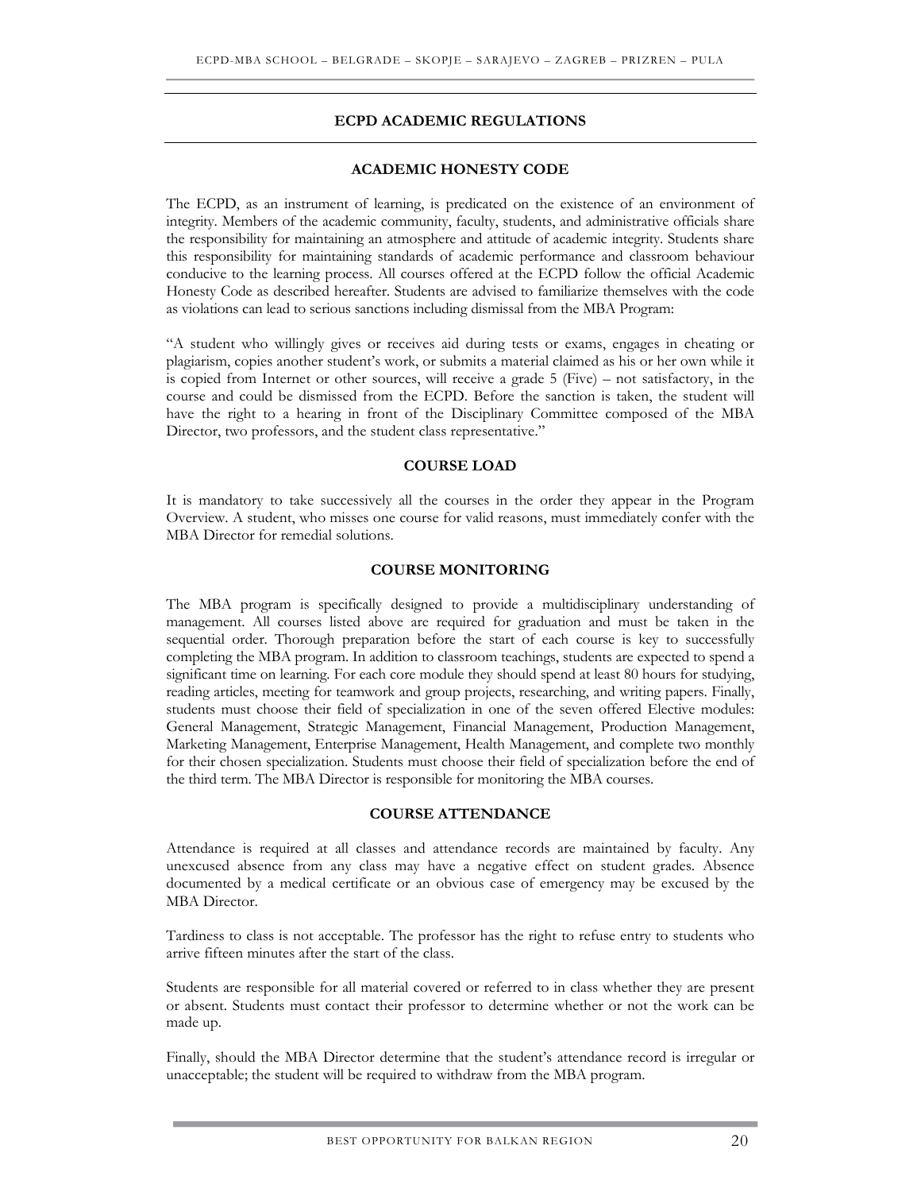## ECPD ACADEMIC REGULATIONS

### ACADEMIC HONESTY CODE

The ECPD, as an instrument of learning, is predicated on the existence of an environment of integrity. Members of the academic community, faculty, students, and administrative officials share the responsibility for maintaining an atmosphere and attitude of academic integrity. Students share this responsibility for maintaining standards of academic performance and classroom behaviour conducive to the learning process. All courses offered at the ECPD follow the official Academic Honesty Code as described hereafter. Students are advised to familiarize themselves with the code as violations can lead to serious sanctions including dismissal from the MBA Program:

"A student who willingly gives or receives aid during tests or exams, engages in cheating or plagiarism, copies another student's work, or submits a material claimed as his or her own while it is copied from Internet or other sources, will receive a grade 5 (Five) – not satisfactory, in the course and could be dismissed from the ECPD. Before the sanction is taken, the student will have the right to a hearing in front of the Disciplinary Committee composed of the MBA Director, two professors, and the student class representative."

### COURSE LOAD

It is mandatory to take successively all the courses in the order they appear in the Program Overview. A student, who misses one course for valid reasons, must immediately confer with the MBA Director for remedial solutions.

### COURSE MONITORING

The MBA program is specifically designed to provide a multidisciplinary understanding of management. All courses listed above are required for graduation and must be taken in the sequential order. Thorough preparation before the start of each course is key to successfully completing the MBA program. In addition to classroom teachings, students are expected to spend a significant time on learning. For each core module they should spend at least 80 hours for studying, reading articles, meeting for teamwork and group projects, researching, and writing papers. Finally, students must choose their field of specialization in one of the seven offered Elective modules: General Management, Strategic Management, Financial Management, Production Management, Marketing Management, Enterprise Management, Health Management, and complete two monthly for their chosen specialization. Students must choose their field of specialization before the end of the third term. The MBA Director is responsible for monitoring the MBA courses.

### COURSE ATTENDANCE

Attendance is required at all classes and attendance records are maintained by faculty. Any unexcused absence from any class may have a negative effect on student grades. Absence documented by a medical certificate or an obvious case of emergency may be excused by the MBA Director.

Tardiness to class is not acceptable. The professor has the right to refuse entry to students who arrive fifteen minutes after the start of the class.

Students are responsible for all material covered or referred to in class whether they are present or absent. Students must contact their professor to determine whether or not the work can be made up.

Finally, should the MBA Director determine that the student's attendance record is irregular or unacceptable; the student will be required to withdraw from the MBA program.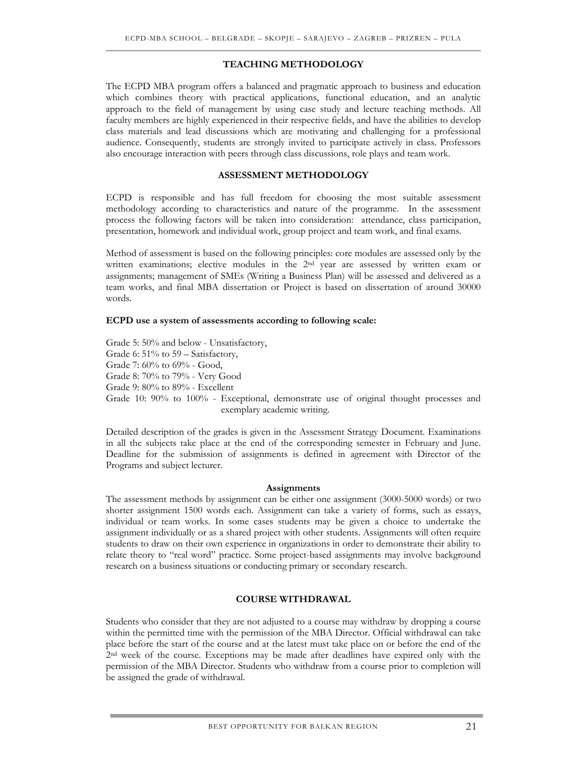## TEACHING METHODOLOGY

The ECPD MBA program offers a balanced and pragmatic approach to business and education which combines theory with practical applications, functional education, and an analytic approach to the field of management by using case study and lecture teaching methods. All faculty members are highly experienced in their respective fields, and have the abilities to develop class materials and lead discussions which are motivating and challenging for a professional audience. Consequently, students are strongly invited to participate actively in class. Professors also encourage interaction with peers through class discussions, role plays and team work.

## ASSESSMENT METHODOLOGY

ECPD is responsible and has full freedom for choosing the most suitable assessment methodology according to characteristics and nature of the programme. In the assessment process the following factors will be taken into consideration: attendance, class participation, presentation, homework and individual work, group project and team work, and final exams.

Method of assessment is based on the following principles: core modules are assessed only by the written examinations; elective modules in the 2nd year are assessed by written exam or assignments; management of SMEs (Writing a Business Plan) will be assessed and delivered as a team works, and final MBA dissertation or Project is based on dissertation of around 30000 words.

**ECPD use a system of assessments according to following scale:**

Grade 5: 50% and below - Unsatisfactory,
Grade 6: 51% to 59 – Satisfactory,
Grade 7: 60% to 69% - Good,
Grade 8: 70% to 79% - Very Good
Grade 9: 80% to 89% - Excellent
Grade 10: 90% to 100% - Exceptional, demonstrate use of original thought processes and exemplary academic writing.

Detailed description of the grades is given in the Assessment Strategy Document. Examinations in all the subjects take place at the end of the corresponding semester in February and June. Deadline for the submission of assignments is defined in agreement with Director of the Programs and subject lecturer.

### Assignments

The assessment methods by assignment can be either one assignment (3000-5000 words) or two shorter assignment 1500 words each. Assignment can take a variety of forms, such as essays, individual or team works. In some cases students may be given a choice to undertake the assignment individually or as a shared project with other students. Assignments will often require students to draw on their own experience in organizations in order to demonstrate their ability to relate theory to "real word" practice. Some project-based assignments may involve background research on a business situations or conducting primary or secondary research.

## COURSE WITHDRAWAL

Students who consider that they are not adjusted to a course may withdraw by dropping a course within the permitted time with the permission of the MBA Director. Official withdrawal can take place before the start of the course and at the latest must take place on or before the end of the 2nd week of the course. Exceptions may be made after deadlines have expired only with the permission of the MBA Director. Students who withdraw from a course prior to completion will be assigned the grade of withdrawal.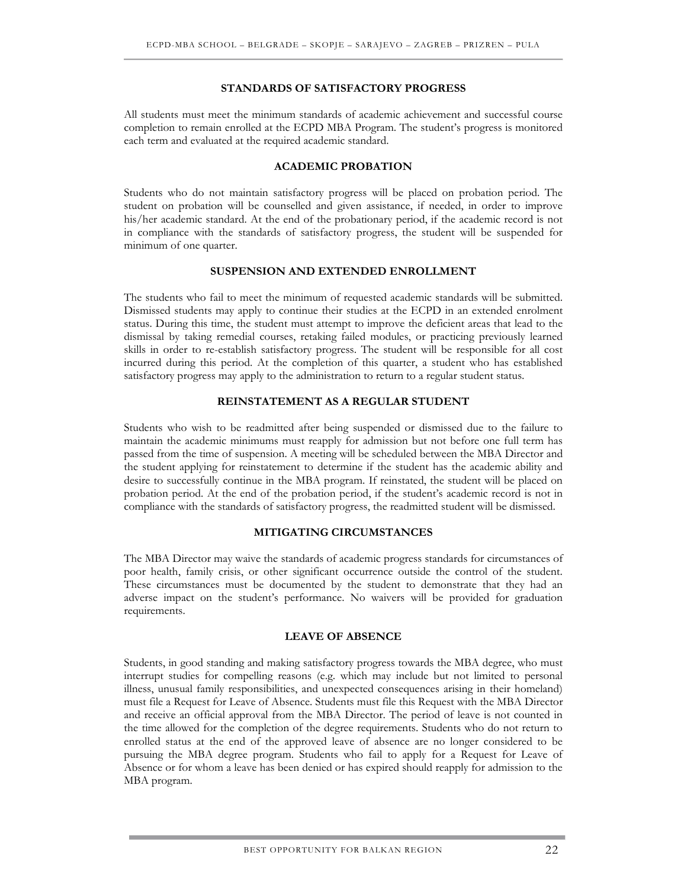## STANDARDS OF SATISFACTORY PROGRESS

All students must meet the minimum standards of academic achievement and successful course completion to remain enrolled at the ECPD MBA Program. The student's progress is monitored each term and evaluated at the required academic standard.

## ACADEMIC PROBATION

Students who do not maintain satisfactory progress will be placed on probation period. The student on probation will be counselled and given assistance, if needed, in order to improve his/her academic standard. At the end of the probationary period, if the academic record is not in compliance with the standards of satisfactory progress, the student will be suspended for minimum of one quarter.

## SUSPENSION AND EXTENDED ENROLLMENT

The students who fail to meet the minimum of requested academic standards will be submitted. Dismissed students may apply to continue their studies at the ECPD in an extended enrolment status. During this time, the student must attempt to improve the deficient areas that lead to the dismissal by taking remedial courses, retaking failed modules, or practicing previously learned skills in order to re-establish satisfactory progress. The student will be responsible for all cost incurred during this period. At the completion of this quarter, a student who has established satisfactory progress may apply to the administration to return to a regular student status.

## REINSTATEMENT AS A REGULAR STUDENT

Students who wish to be readmitted after being suspended or dismissed due to the failure to maintain the academic minimums must reapply for admission but not before one full term has passed from the time of suspension. A meeting will be scheduled between the MBA Director and the student applying for reinstatement to determine if the student has the academic ability and desire to successfully continue in the MBA program. If reinstated, the student will be placed on probation period. At the end of the probation period, if the student's academic record is not in compliance with the standards of satisfactory progress, the readmitted student will be dismissed.

## MITIGATING CIRCUMSTANCES

The MBA Director may waive the standards of academic progress standards for circumstances of poor health, family crisis, or other significant occurrence outside the control of the student. These circumstances must be documented by the student to demonstrate that they had an adverse impact on the student's performance. No waivers will be provided for graduation requirements.

## LEAVE OF ABSENCE

Students, in good standing and making satisfactory progress towards the MBA degree, who must interrupt studies for compelling reasons (e.g. which may include but not limited to personal illness, unusual family responsibilities, and unexpected consequences arising in their homeland) must file a Request for Leave of Absence. Students must file this Request with the MBA Director and receive an official approval from the MBA Director. The period of leave is not counted in the time allowed for the completion of the degree requirements. Students who do not return to enrolled status at the end of the approved leave of absence are no longer considered to be pursuing the MBA degree program. Students who fail to apply for a Request for Leave of Absence or for whom a leave has been denied or has expired should reapply for admission to the MBA program.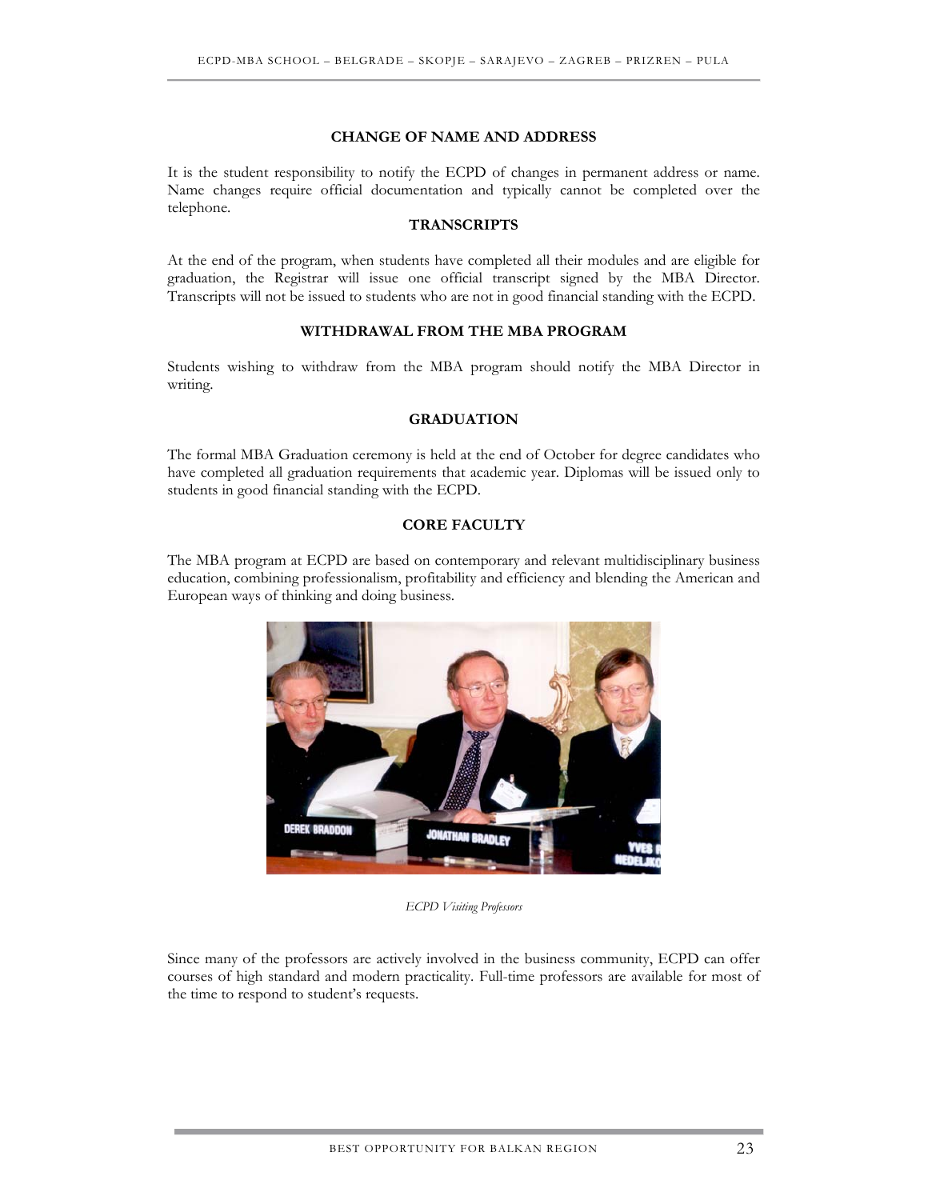## CHANGE OF NAME AND ADDRESS

It is the student responsibility to notify the ECPD of changes in permanent address or name. Name changes require official documentation and typically cannot be completed over the telephone.

## TRANSCRIPTS

At the end of the program, when students have completed all their modules and are eligible for graduation, the Registrar will issue one official transcript signed by the MBA Director. Transcripts will not be issued to students who are not in good financial standing with the ECPD.

## WITHDRAWAL FROM THE MBA PROGRAM

Students wishing to withdraw from the MBA program should notify the MBA Director in writing.

## GRADUATION

The formal MBA Graduation ceremony is held at the end of October for degree candidates who have completed all graduation requirements that academic year. Diplomas will be issued only to students in good financial standing with the ECPD.

## CORE FACULTY

The MBA program at ECPD are based on contemporary and relevant multidisciplinary business education, combining professionalism, profitability and efficiency and blending the American and European ways of thinking and doing business.

*ECPD Visiting Professors*

Since many of the professors are actively involved in the business community, ECPD can offer courses of high standard and modern practicality. Full-time professors are available for most of the time to respond to student's requests.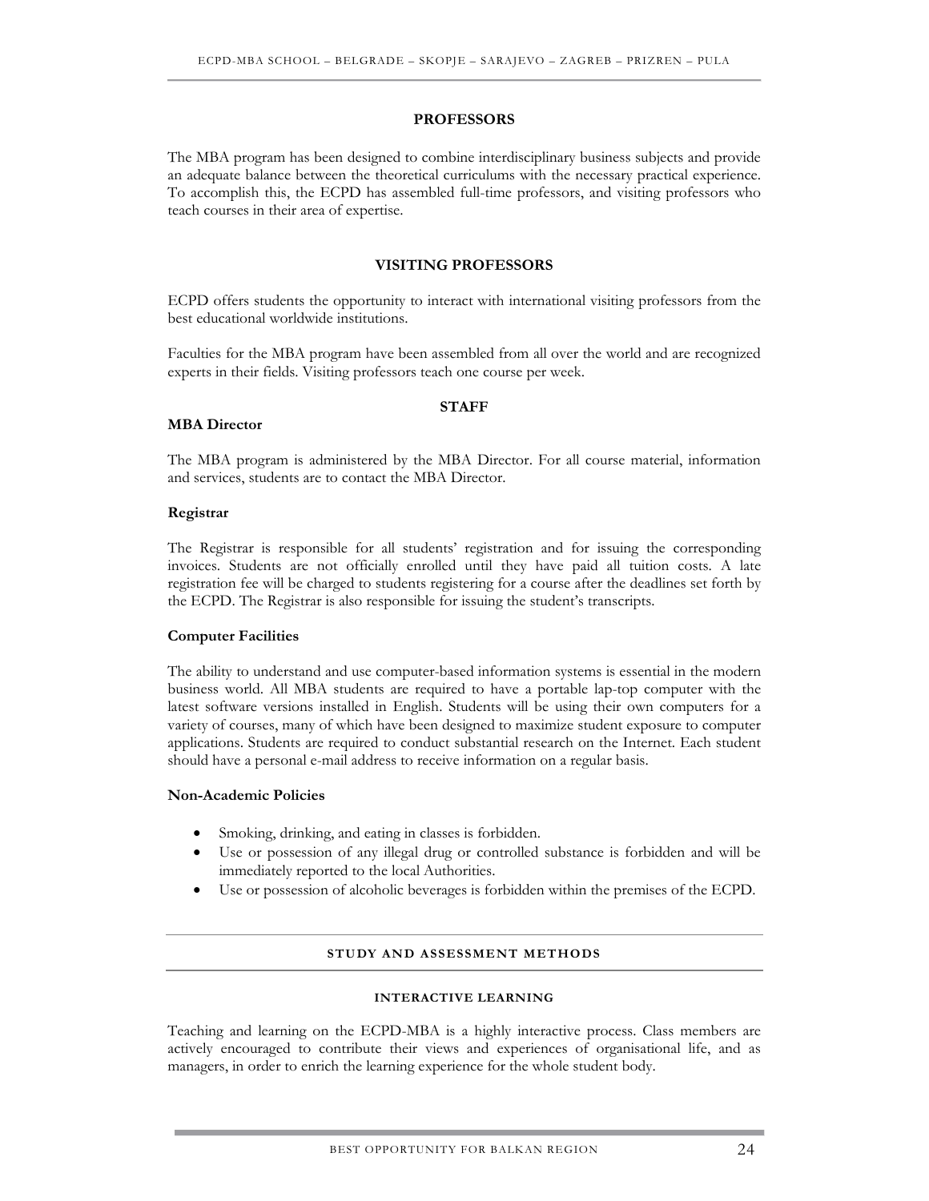## PROFESSORS

The MBA program has been designed to combine interdisciplinary business subjects and provide an adequate balance between the theoretical curriculums with the necessary practical experience. To accomplish this, the ECPD has assembled full-time professors, and visiting professors who teach courses in their area of expertise.

## VISITING PROFESSORS

ECPD offers students the opportunity to interact with international visiting professors from the best educational worldwide institutions.

Faculties for the MBA program have been assembled from all over the world and are recognized experts in their fields. Visiting professors teach one course per week.

## STAFF

### MBA Director

The MBA program is administered by the MBA Director. For all course material, information and services, students are to contact the MBA Director.

### Registrar

The Registrar is responsible for all students' registration and for issuing the corresponding invoices. Students are not officially enrolled until they have paid all tuition costs. A late registration fee will be charged to students registering for a course after the deadlines set forth by the ECPD. The Registrar is also responsible for issuing the student's transcripts.

### Computer Facilities

The ability to understand and use computer-based information systems is essential in the modern business world. All MBA students are required to have a portable lap-top computer with the latest software versions installed in English. Students will be using their own computers for a variety of courses, many of which have been designed to maximize student exposure to computer applications. Students are required to conduct substantial research on the Internet. Each student should have a personal e-mail address to receive information on a regular basis.

### Non-Academic Policies

- Smoking, drinking, and eating in classes is forbidden.
- Use or possession of any illegal drug or controlled substance is forbidden and will be immediately reported to the local Authorities.
- Use or possession of alcoholic beverages is forbidden within the premises of the ECPD.

## STUDY AND ASSESSMENT METHODS

### INTERACTIVE LEARNING

Teaching and learning on the ECPD-MBA is a highly interactive process. Class members are actively encouraged to contribute their views and experiences of organisational life, and as managers, in order to enrich the learning experience for the whole student body.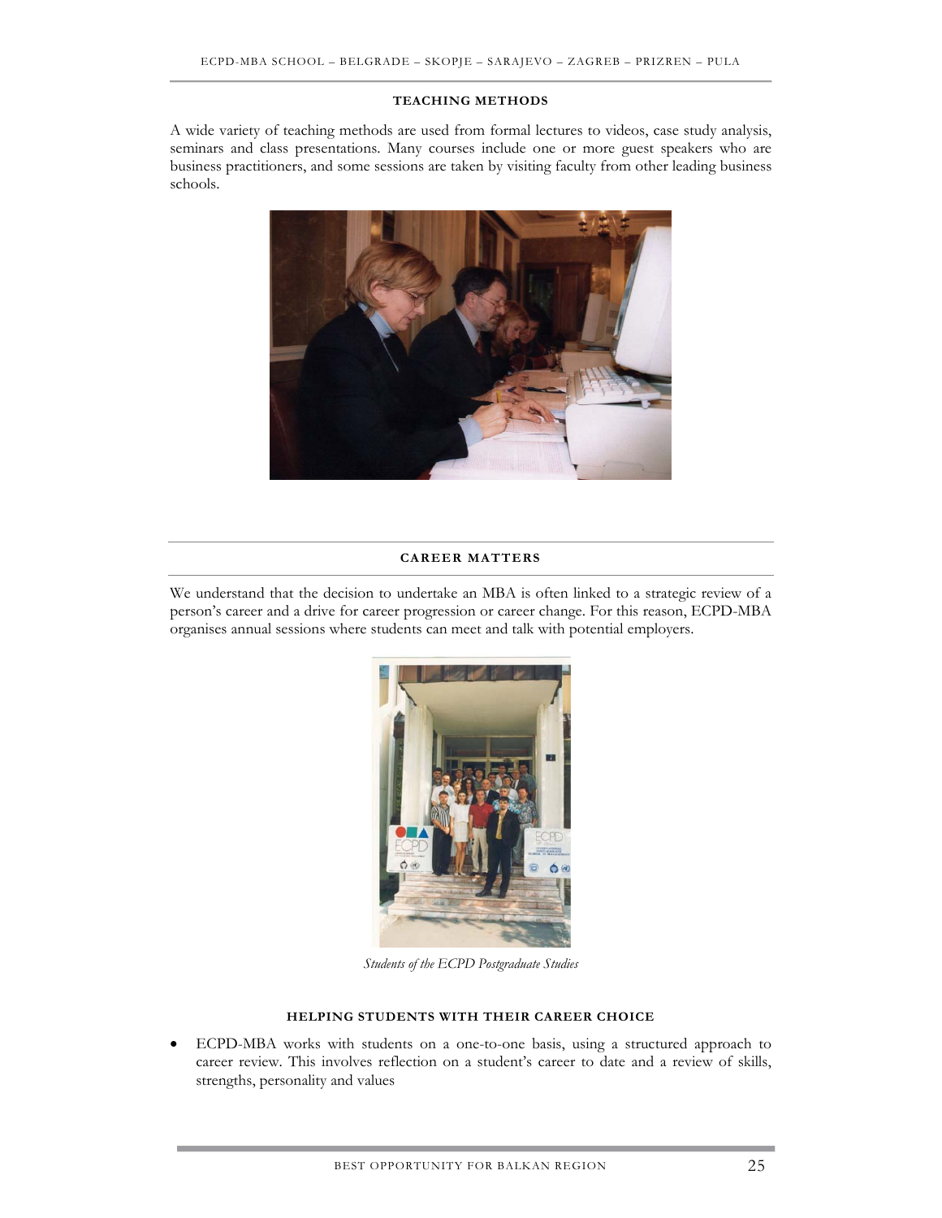## TEACHING METHODS

A wide variety of teaching methods are used from formal lectures to videos, case study analysis, seminars and class presentations. Many courses include one or more guest speakers who are business practitioners, and some sessions are taken by visiting faculty from other leading business schools.

## CAREER MATTERS

We understand that the decision to undertake an MBA is often linked to a strategic review of a person's career and a drive for career progression or career change. For this reason, ECPD-MBA organises annual sessions where students can meet and talk with potential employers.

*Students of the ECPD Postgraduate Studies*

### HELPING STUDENTS WITH THEIR CAREER CHOICE

- ECPD-MBA works with students on a one-to-one basis, using a structured approach to career review. This involves reflection on a student's career to date and a review of skills, strengths, personality and values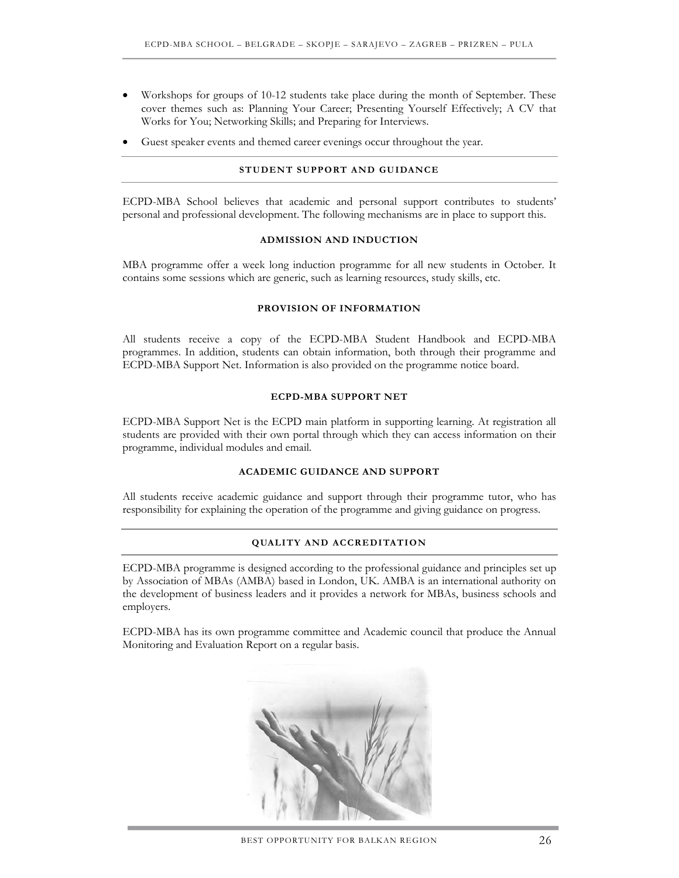- Workshops for groups of 10-12 students take place during the month of September. These cover themes such as: Planning Your Career; Presenting Yourself Effectively; A CV that Works for You; Networking Skills; and Preparing for Interviews.
- Guest speaker events and themed career evenings occur throughout the year.

## STUDENT SUPPORT AND GUIDANCE

ECPD-MBA School believes that academic and personal support contributes to students' personal and professional development. The following mechanisms are in place to support this.

### ADMISSION AND INDUCTION

MBA programme offer a week long induction programme for all new students in October. It contains some sessions which are generic, such as learning resources, study skills, etc.

### PROVISION OF INFORMATION

All students receive a copy of the ECPD-MBA Student Handbook and ECPD-MBA programmes. In addition, students can obtain information, both through their programme and ECPD-MBA Support Net. Information is also provided on the programme notice board.

### ECPD-MBA SUPPORT NET

ECPD-MBA Support Net is the ECPD main platform in supporting learning. At registration all students are provided with their own portal through which they can access information on their programme, individual modules and email.

### ACADEMIC GUIDANCE AND SUPPORT

All students receive academic guidance and support through their programme tutor, who has responsibility for explaining the operation of the programme and giving guidance on progress.

## QUALITY AND ACCREDITATION

ECPD-MBA programme is designed according to the professional guidance and principles set up by Association of MBAs (AMBA) based in London, UK. AMBA is an international authority on the development of business leaders and it provides a network for MBAs, business schools and employers.

ECPD-MBA has its own programme committee and Academic council that produce the Annual Monitoring and Evaluation Report on a regular basis.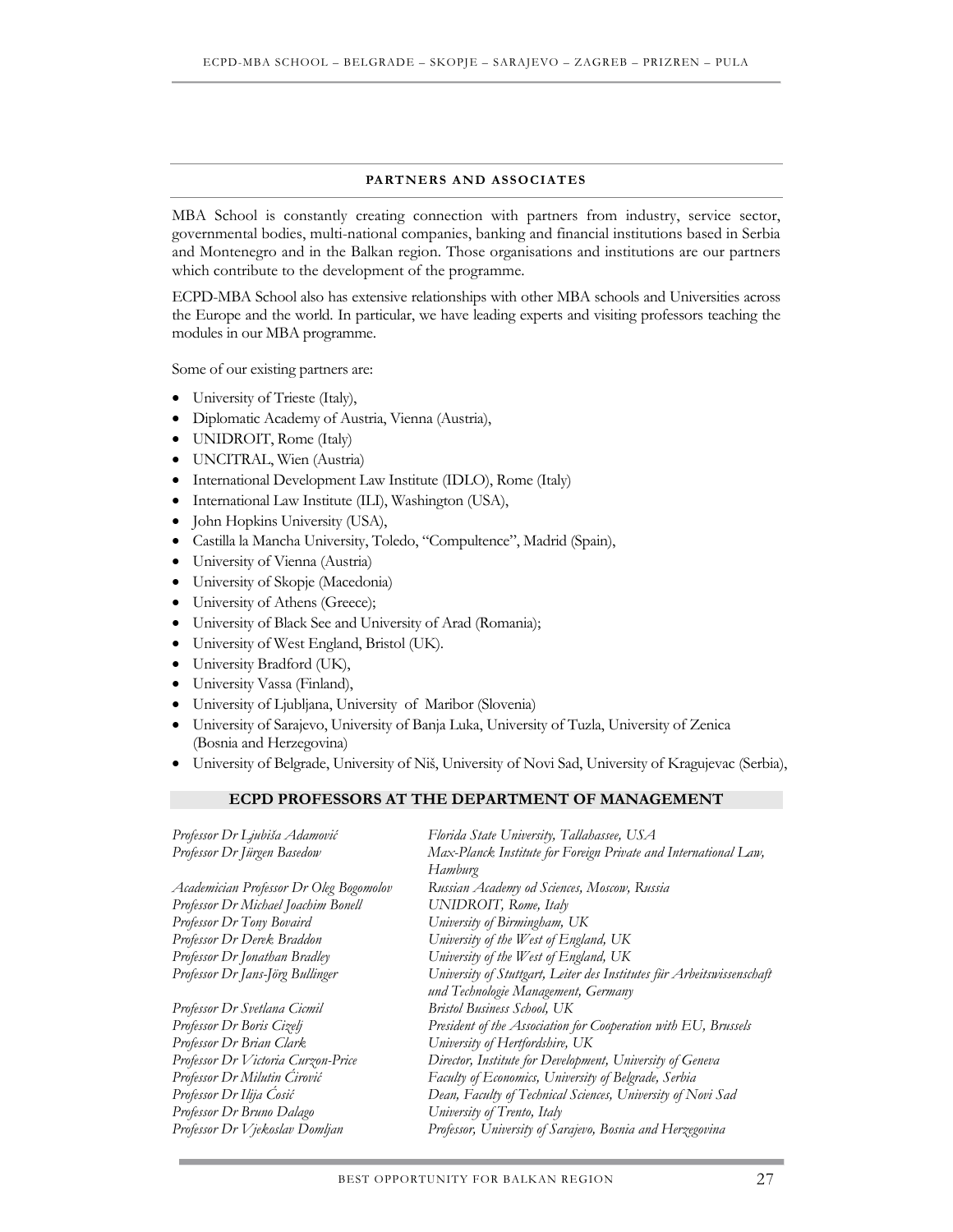## PARTNERS AND ASSOCIATES

MBA School is constantly creating connection with partners from industry, service sector, governmental bodies, multi-national companies, banking and financial institutions based in Serbia and Montenegro and in the Balkan region. Those organisations and institutions are our partners which contribute to the development of the programme.

ECPD-MBA School also has extensive relationships with other MBA schools and Universities across the Europe and the world. In particular, we have leading experts and visiting professors teaching the modules in our MBA programme.

Some of our existing partners are:

- University of Trieste (Italy),
- Diplomatic Academy of Austria, Vienna (Austria),
- UNIDROIT, Rome (Italy)
- UNCITRAL, Wien (Austria)
- International Development Law Institute (IDLO), Rome (Italy)
- International Law Institute (ILI), Washington (USA),
- John Hopkins University (USA),
- Castilla la Mancha University, Toledo, "Compultence", Madrid (Spain),
- University of Vienna (Austria)
- University of Skopje (Macedonia)
- University of Athens (Greece);
- University of Black See and University of Arad (Romania);
- University of West England, Bristol (UK).
- University Bradford (UK),
- University Vassa (Finland),
- University of Ljubljana, University of Maribor (Slovenia)
- University of Sarajevo, University of Banja Luka, University of Tuzla, University of Zenica (Bosnia and Herzegovina)
- University of Belgrade, University of Niš, University of Novi Sad, University of Kragujevac (Serbia),

## ECPD PROFESSORS AT THE DEPARTMENT OF MANAGEMENT

| | |
|---|---|
| *Professor Dr Ljubiša Adamović* | *Florida State University, Tallahassee, USA* |
| *Professor Dr Jürgen Basedow* | *Max-Planck Institute for Foreign Private and International Law, Hamburg* |
| *Academician Professor Dr Oleg Bogomolov* | *Russian Academy od Sciences, Moscow, Russia* |
| *Professor Dr Michael Joachim Bonell* | *UNIDROIT, Rome, Italy* |
| *Professor Dr Tony Bovaird* | *University of Birmingham, UK* |
| *Professor Dr Derek Braddon* | *University of the West of England, UK* |
| *Professor Dr Jonathan Bradley* | *University of the West of England, UK* |
| *Professor Dr Jans-Jörg Bullinger* | *University of Stuttgart, Leiter des Institutes für Arbeitswissenschaft und Technologie Management, Germany* |
| *Professor Dr Svetlana Cicmil* | *Bristol Business School, UK* |
| *Professor Dr Boris Cizelj* | *President of the Association for Cooperation with EU, Brussels* |
| *Professor Dr Brian Clark* | *University of Hertfordshire, UK* |
| *Professor Dr Victoria Curzon-Price* | *Director, Institute for Development, University of Geneva* |
| *Professor Dr Milutin Ćirović* | *Faculty of Economics, University of Belgrade, Serbia* |
| *Professor Dr Ilija Ćosić* | *Dean, Faculty of Technical Sciences, University of Novi Sad* |
| *Professor Dr Bruno Dalago* | *University of Trento, Italy* |
| *Professor Dr Vjekoslav Domljan* | *Professor, University of Sarajevo, Bosnia and Herzegovina* |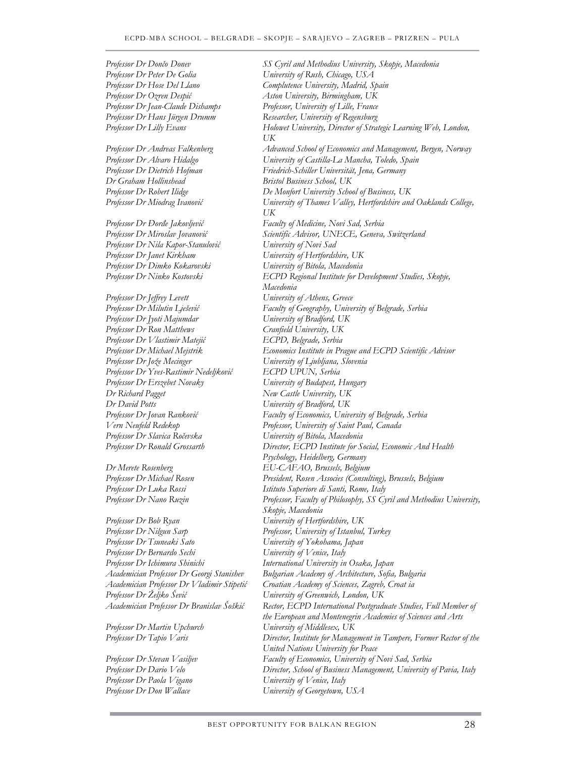| | |
|---|---|
| *Professor Dr Dončo Donev* | *SS Cyril and Methodius University, Skopje, Macedonia* |
| *Professor Dr Peter De Golia* | *University of Rush, Chicago, USA* |
| *Professor Dr Hose Del Llano* | *Complutence University, Madrid, Spain* |
| *Professor Dr Ozren Despić* | *Aston University, Birmingham, UK* |
| *Professor Dr Jean-Claude Dishamps* | *Professor, University of Lille, France* |
| *Professor Dr Hans Jürgen Drumm* | *Researcher, University of Regensburg* |
| *Professor Dr Lilly Evans* | *Holowet University, Director of Strategic Learning Web, London, UK* |
| *Professor Dr Andreas Falkenberg* | *Advanced School of Economics and Management, Bergen, Norway* |
| *Professor Dr Alvaro Hidalgo* | *University of Castilla-La Mancha, Toledo, Spain* |
| *Professor Dr Dietrich Hofman* | *Friedrich-Schiller Universität, Jena, Germany* |
| *Dr Graham Hollinshead* | *Bristol Business School, UK* |
| *Professor Dr Robert Ilidge* | *De Monfort University School of Business, UK* |
| *Professor Dr Miodrag Ivanović* | *University of Thames Valley, Hertfordshire and Oaklands College, UK* |
| *Professor Dr Đorđe Jakovljević* | *Faculty of Medicine, Novi Sad, Serbia* |
| *Professor Dr Miroslav Jovanović* | *Scientific Advisor, UNECE, Geneva, Switzerland* |
| *Professor Dr Nila Kapor-Stanulović* | *University of Novi Sad* |
| *Professor Dr Janet Kirkham* | *University of Hertfordshire, UK* |
| *Professor Dr Dimko Kokarovski* | *University of Bitola, Macedonia* |
| *Professor Dr Ninko Kostovski* | *ECPD Regional Institute for Development Studies, Skopje, Macedonia* |
| *Professor Dr Jeffrey Levett* | *University of Athens, Greece* |
| *Professor Dr Milutin Lješević* | *Faculty of Geography, University of Belgrade, Serbia* |
| *Professor Dr Jyoti Majumdar* | *University of Bradford, UK* |
| *Professor Dr Ron Matthews* | *Cranfield University, UK* |
| *Professor Dr Vlastimir Matejić* | *ECPD, Belgrade, Serbia* |
| *Professor Dr Michael Mejstrik* | *Economics Institute in Prague and ECPD Scientific Advisor* |
| *Professor Dr Jože Mecinger* | *University of Ljubljana, Slovenia* |
| *Professor Dr Yves-Rastimir Nedeljković* | *ECPD UPUN, Serbia* |
| *Professor Dr Erszebet Novaky* | *University of Budapest, Hungary* |
| *Dr Richard Pagget* | *New Castle University, UK* |
| *Dr David Potts* | *University of Bradford, UK* |
| *Professor Dr Jovan Ranković* | *Faculty of Economics, University of Belgrade, Serbia* |
| *Vern Neufeld Redekop* | *Professor, University of Saint Paul, Canada* |
| *Professor Dr Slavica Ročevska* | *University of Bitola, Macedonia* |
| *Professor Dr Ronald Grossarth* | *Director, ECPD Institute for Social, Economic And Health Psychology, Heidelberg, Germany* |
| *Dr Merete Rosenberg* | *EU-CAFAO, Brussels, Belgium* |
| *Professor Dr Michael Rosen* | *President, Rosen Associes (Consulting), Brussels, Belgium* |
| *Professor Dr Luka Rossi* | *Istituto Superiore di Santi, Rome, Italy* |
| *Professor Dr Nano Ruzin* | *Professor, Faculty of Philosophy, SS Cyril and Methodius University, Skopje, Macedonia* |
| *Professor Dr Bob Ryan* | *University of Hertfordshire, UK* |
| *Professor Dr Nilgun Sarp* | *Professor, University of Istanbul, Turkey* |
| *Professor Dr Tsuneaki Sato* | *University of Yokohama, Japan* |
| *Professor Dr Bernardo Sechi* | *University of Venice, Italy* |
| *Professor Dr Ichimura Shinichi* | *International University in Osaka, Japan* |
| *Academician Professor Dr Georgi Stanishev* | *Bulgarian Academy of Architecture, Sofia, Bulgaria* |
| *Academician Professor Dr Vladimir Stipetić* | *Croatian Academy of Sciences, Zagreb, Croat ia* |
| *Professor Dr Željko Šević* | *University of Greenwich, London, UK* |
| *Academician Professor Dr Branislav Šoškić* | *Rector, ECPD International Postgraduate Studies, Full Member of the European and Montenegrin Academies of Sciences and Arts* |
| *Professor Dr Martin Upchurch* | *University of Middlesex, UK* |
| *Professor Dr Tapio Varis* | *Director, Institute for Management in Tampere, Former Rector of the United Nations University for Peace* |
| *Professor Dr Stevan Vasiljev* | *Faculty of Economics, University of Novi Sad, Serbia* |
| *Professor Dr Dario Velo* | *Director, School of Business Management, University of Pavia, Italy* |
| *Professor Dr Paola Vigano* | *University of Venice, Italy* |
| *Professor Dr Don Wallace* | *University of Georgetown, USA* |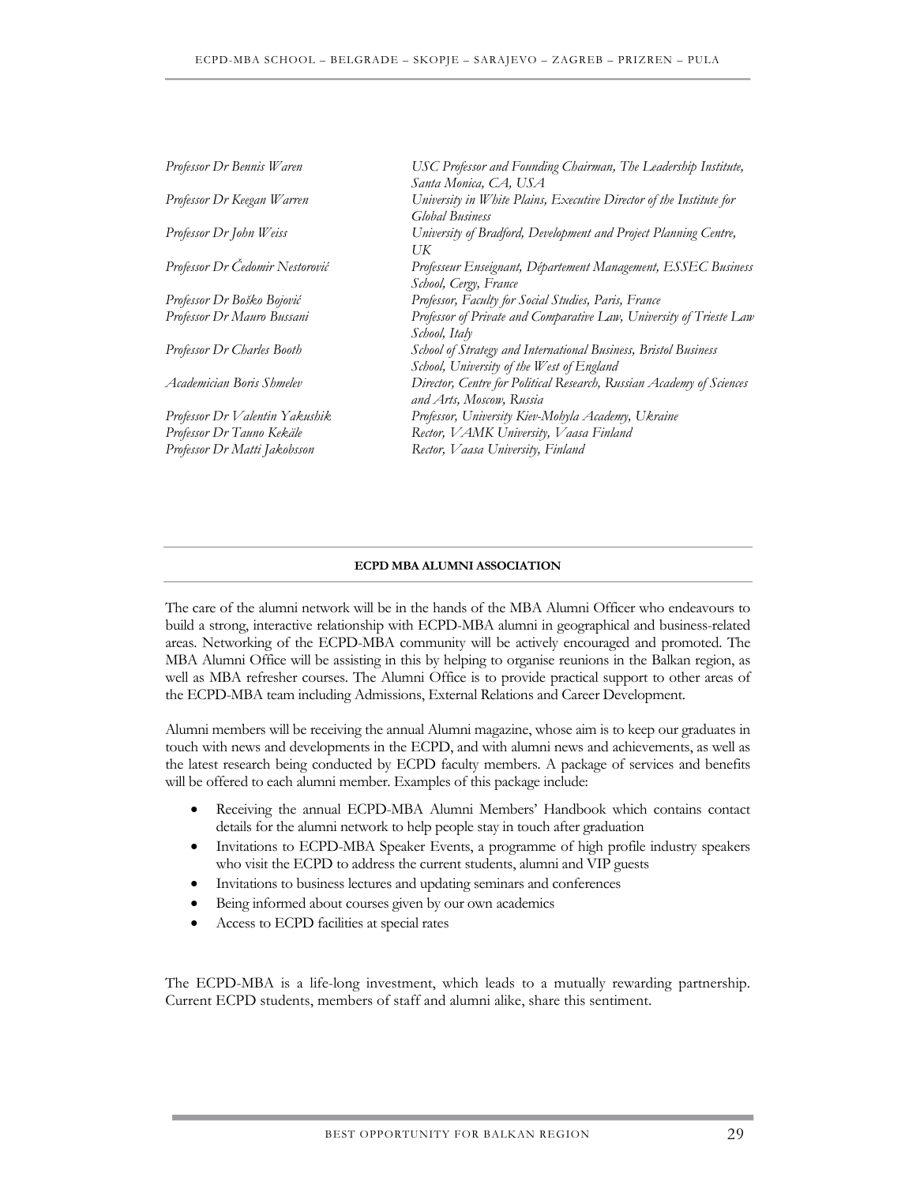| | |
|---|---|
| *Professor Dr Bennis Waren* | *USC Professor and Founding Chairman, The Leadership Institute, Santa Monica, CA, USA* |
| *Professor Dr Keegan Warren* | *University in White Plains, Executive Director of the Institute for Global Business* |
| *Professor Dr John Weiss* | *University of Bradford, Development and Project Planning Centre, UK* |
| *Professor Dr Čedomir Nestorović* | *Professeur Enseignant, Département Management, ESSEC Business School, Cergy, France* |
| *Professor Dr Boško Bojović* | *Professor, Faculty for Social Studies, Paris, France* |
| *Professor Dr Mauro Bussani* | *Professor of Private and Comparative Law, University of Trieste Law School, Italy* |
| *Professor Dr Charles Booth* | *School of Strategy and International Business, Bristol Business School, University of the West of England* |
| *Academician Boris Shmelev* | *Director, Centre for Political Research, Russian Academy of Sciences and Arts, Moscow, Russia* |
| *Professor Dr Valentin Yakushik* | *Professor, University Kiev-Mohyla Academy, Ukraine* |
| *Professor Dr Tauno Kekäle* | *Rector, VAMK University, Vaasa Finland* |
| *Professor Dr Matti Jakobsson* | *Rector, Vaasa University, Finland* |

## ECPD MBA ALUMNI ASSOCIATION

The care of the alumni network will be in the hands of the MBA Alumni Officer who endeavours to build a strong, interactive relationship with ECPD-MBA alumni in geographical and business-related areas. Networking of the ECPD-MBA community will be actively encouraged and promoted. The MBA Alumni Office will be assisting in this by helping to organise reunions in the Balkan region, as well as MBA refresher courses. The Alumni Office is to provide practical support to other areas of the ECPD-MBA team including Admissions, External Relations and Career Development.

Alumni members will be receiving the annual Alumni magazine, whose aim is to keep our graduates in touch with news and developments in the ECPD, and with alumni news and achievements, as well as the latest research being conducted by ECPD faculty members. A package of services and benefits will be offered to each alumni member. Examples of this package include:

- Receiving the annual ECPD-MBA Alumni Members' Handbook which contains contact details for the alumni network to help people stay in touch after graduation
- Invitations to ECPD-MBA Speaker Events, a programme of high profile industry speakers who visit the ECPD to address the current students, alumni and VIP guests
- Invitations to business lectures and updating seminars and conferences
- Being informed about courses given by our own academics
- Access to ECPD facilities at special rates

The ECPD-MBA is a life-long investment, which leads to a mutually rewarding partnership. Current ECPD students, members of staff and alumni alike, share this sentiment.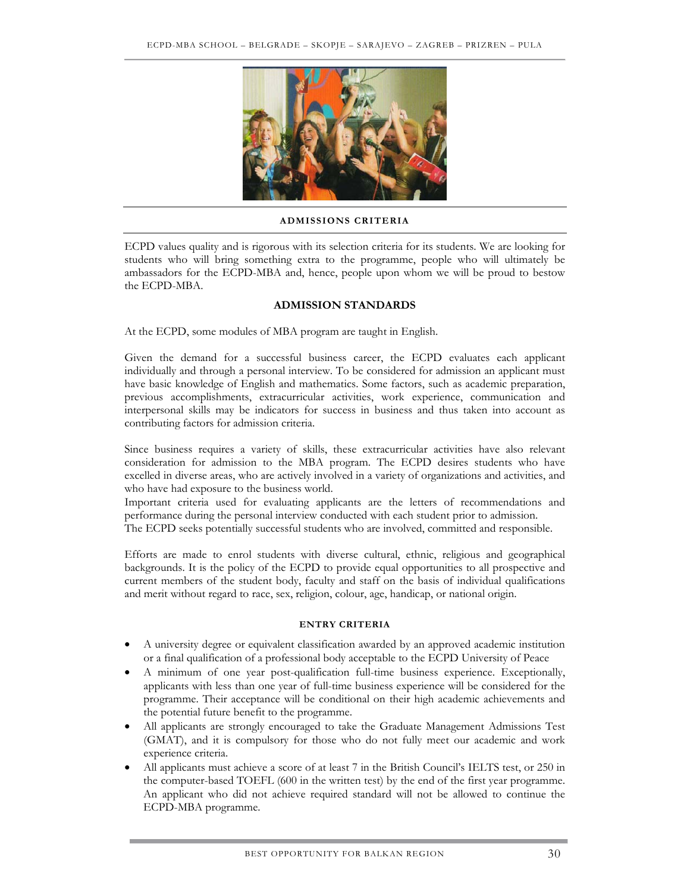## ADMISSIONS CRITERIA

ECPD values quality and is rigorous with its selection criteria for its students. We are looking for students who will bring something extra to the programme, people who will ultimately be ambassadors for the ECPD-MBA and, hence, people upon whom we will be proud to bestow the ECPD-MBA.

### ADMISSION STANDARDS

At the ECPD, some modules of MBA program are taught in English.

Given the demand for a successful business career, the ECPD evaluates each applicant individually and through a personal interview. To be considered for admission an applicant must have basic knowledge of English and mathematics. Some factors, such as academic preparation, previous accomplishments, extracurricular activities, work experience, communication and interpersonal skills may be indicators for success in business and thus taken into account as contributing factors for admission criteria.

Since business requires a variety of skills, these extracurricular activities have also relevant consideration for admission to the MBA program. The ECPD desires students who have excelled in diverse areas, who are actively involved in a variety of organizations and activities, and who have had exposure to the business world.
Important criteria used for evaluating applicants are the letters of recommendations and performance during the personal interview conducted with each student prior to admission.
The ECPD seeks potentially successful students who are involved, committed and responsible.

Efforts are made to enrol students with diverse cultural, ethnic, religious and geographical backgrounds. It is the policy of the ECPD to provide equal opportunities to all prospective and current members of the student body, faculty and staff on the basis of individual qualifications and merit without regard to race, sex, religion, colour, age, handicap, or national origin.

### ENTRY CRITERIA

- A university degree or equivalent classification awarded by an approved academic institution or a final qualification of a professional body acceptable to the ECPD University of Peace
- A minimum of one year post-qualification full-time business experience. Exceptionally, applicants with less than one year of full-time business experience will be considered for the programme. Their acceptance will be conditional on their high academic achievements and the potential future benefit to the programme.
- All applicants are strongly encouraged to take the Graduate Management Admissions Test (GMAT), and it is compulsory for those who do not fully meet our academic and work experience criteria.
- All applicants must achieve a score of at least 7 in the British Council's IELTS test, or 250 in the computer-based TOEFL (600 in the written test) by the end of the first year programme. An applicant who did not achieve required standard will not be allowed to continue the ECPD-MBA programme.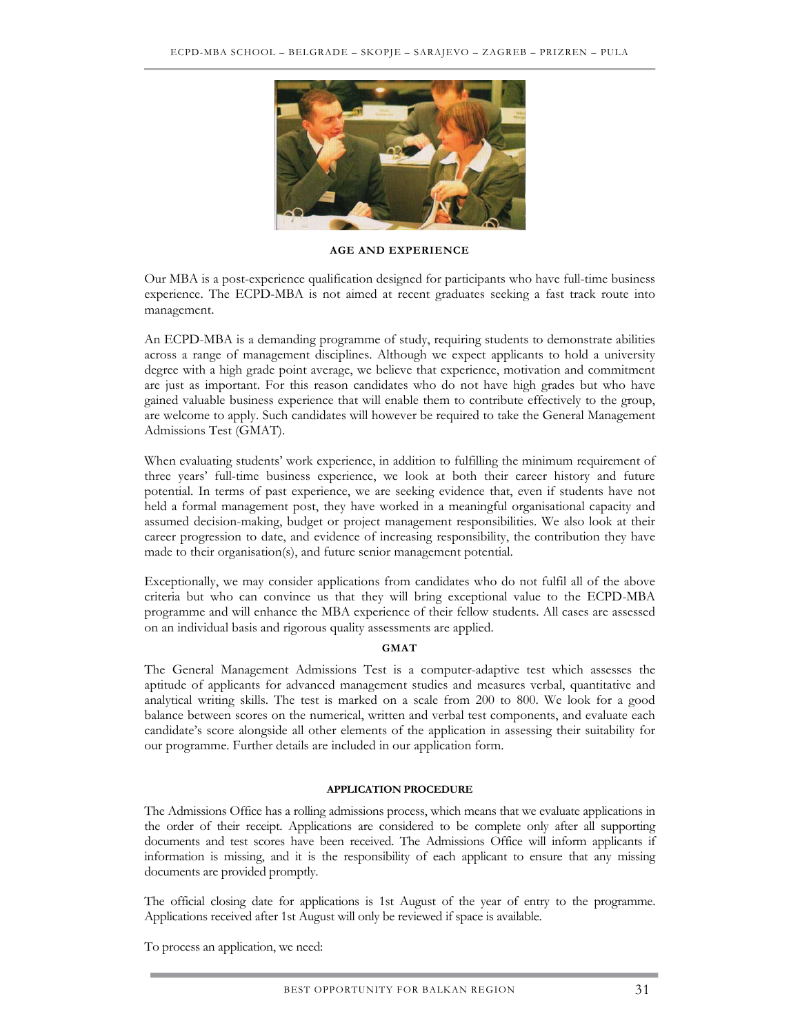## AGE AND EXPERIENCE

Our MBA is a post-experience qualification designed for participants who have full-time business experience. The ECPD-MBA is not aimed at recent graduates seeking a fast track route into management.

An ECPD-MBA is a demanding programme of study, requiring students to demonstrate abilities across a range of management disciplines. Although we expect applicants to hold a university degree with a high grade point average, we believe that experience, motivation and commitment are just as important. For this reason candidates who do not have high grades but who have gained valuable business experience that will enable them to contribute effectively to the group, are welcome to apply. Such candidates will however be required to take the General Management Admissions Test (GMAT).

When evaluating students' work experience, in addition to fulfilling the minimum requirement of three years' full-time business experience, we look at both their career history and future potential. In terms of past experience, we are seeking evidence that, even if students have not held a formal management post, they have worked in a meaningful organisational capacity and assumed decision-making, budget or project management responsibilities. We also look at their career progression to date, and evidence of increasing responsibility, the contribution they have made to their organisation(s), and future senior management potential.

Exceptionally, we may consider applications from candidates who do not fulfil all of the above criteria but who can convince us that they will bring exceptional value to the ECPD-MBA programme and will enhance the MBA experience of their fellow students. All cases are assessed on an individual basis and rigorous quality assessments are applied.

## GMAT

The General Management Admissions Test is a computer-adaptive test which assesses the aptitude of applicants for advanced management studies and measures verbal, quantitative and analytical writing skills. The test is marked on a scale from 200 to 800. We look for a good balance between scores on the numerical, written and verbal test components, and evaluate each candidate's score alongside all other elements of the application in assessing their suitability for our programme. Further details are included in our application form.

## APPLICATION PROCEDURE

The Admissions Office has a rolling admissions process, which means that we evaluate applications in the order of their receipt. Applications are considered to be complete only after all supporting documents and test scores have been received. The Admissions Office will inform applicants if information is missing, and it is the responsibility of each applicant to ensure that any missing documents are provided promptly.

The official closing date for applications is 1st August of the year of entry to the programme. Applications received after 1st August will only be reviewed if space is available.

To process an application, we need: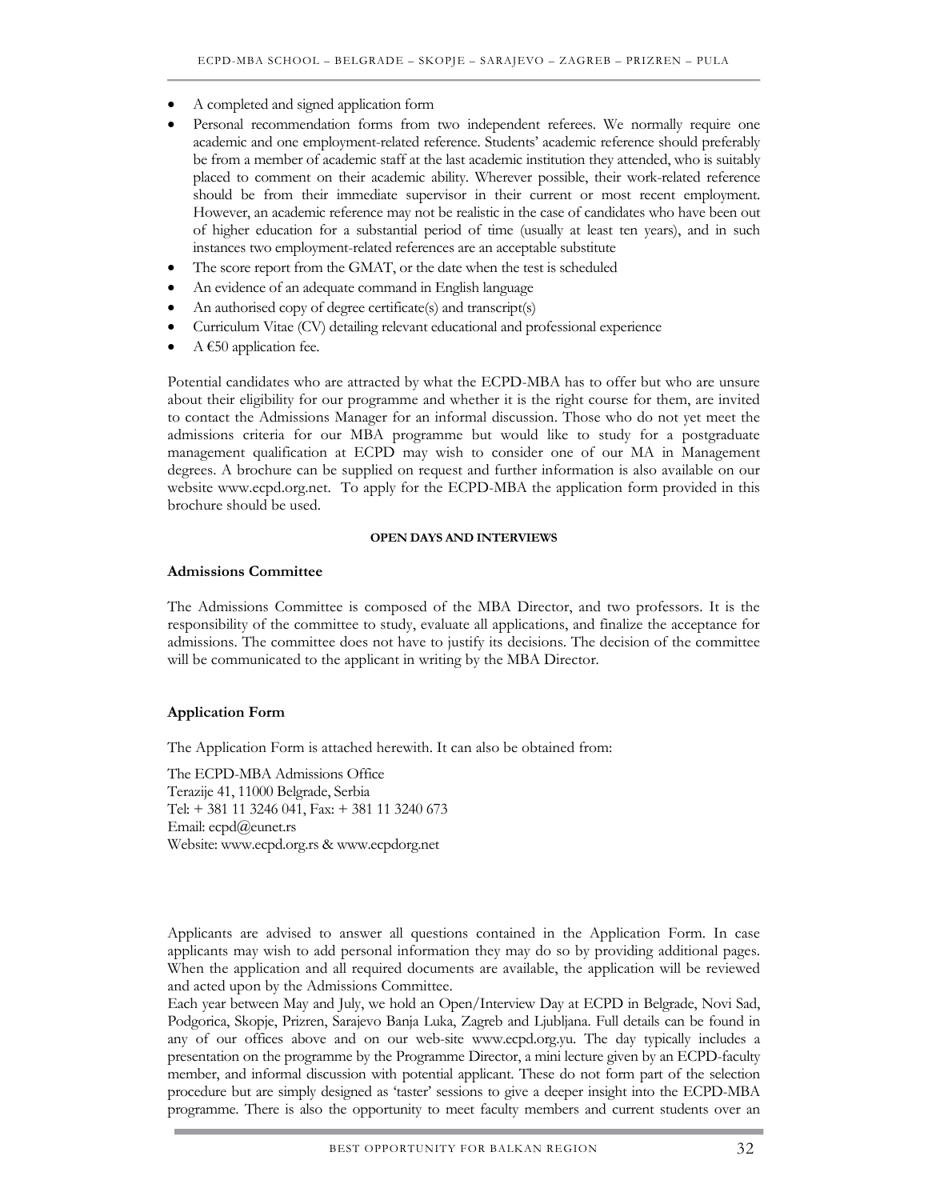- A completed and signed application form
- Personal recommendation forms from two independent referees. We normally require one academic and one employment-related reference. Students' academic reference should preferably be from a member of academic staff at the last academic institution they attended, who is suitably placed to comment on their academic ability. Wherever possible, their work-related reference should be from their immediate supervisor in their current or most recent employment. However, an academic reference may not be realistic in the case of candidates who have been out of higher education for a substantial period of time (usually at least ten years), and in such instances two employment-related references are an acceptable substitute
- The score report from the GMAT, or the date when the test is scheduled
- An evidence of an adequate command in English language
- An authorised copy of degree certificate(s) and transcript(s)
- Curriculum Vitae (CV) detailing relevant educational and professional experience
- A €50 application fee.

Potential candidates who are attracted by what the ECPD-MBA has to offer but who are unsure about their eligibility for our programme and whether it is the right course for them, are invited to contact the Admissions Manager for an informal discussion. Those who do not yet meet the admissions criteria for our MBA programme but would like to study for a postgraduate management qualification at ECPD may wish to consider one of our MA in Management degrees. A brochure can be supplied on request and further information is also available on our website www.ecpd.org.net. To apply for the ECPD-MBA the application form provided in this brochure should be used.

#### OPEN DAYS AND INTERVIEWS

**Admissions Committee**

The Admissions Committee is composed of the MBA Director, and two professors. It is the responsibility of the committee to study, evaluate all applications, and finalize the acceptance for admissions. The committee does not have to justify its decisions. The decision of the committee will be communicated to the applicant in writing by the MBA Director.

**Application Form**

The Application Form is attached herewith. It can also be obtained from:

The ECPD-MBA Admissions Office
Terazije 41, 11000 Belgrade, Serbia
Tel: + 381 11 3246 041, Fax: + 381 11 3240 673
Email: ecpd@eunet.rs
Website: www.ecpd.org.rs & www.ecpdorg.net

Applicants are advised to answer all questions contained in the Application Form. In case applicants may wish to add personal information they may do so by providing additional pages. When the application and all required documents are available, the application will be reviewed and acted upon by the Admissions Committee.

Each year between May and July, we hold an Open/Interview Day at ECPD in Belgrade, Novi Sad, Podgorica, Skopje, Prizren, Sarajevo Banja Luka, Zagreb and Ljubljana. Full details can be found in any of our offices above and on our web-site www.ecpd.org.yu. The day typically includes a presentation on the programme by the Programme Director, a mini lecture given by an ECPD-faculty member, and informal discussion with potential applicant. These do not form part of the selection procedure but are simply designed as 'taster' sessions to give a deeper insight into the ECPD-MBA programme. There is also the opportunity to meet faculty members and current students over an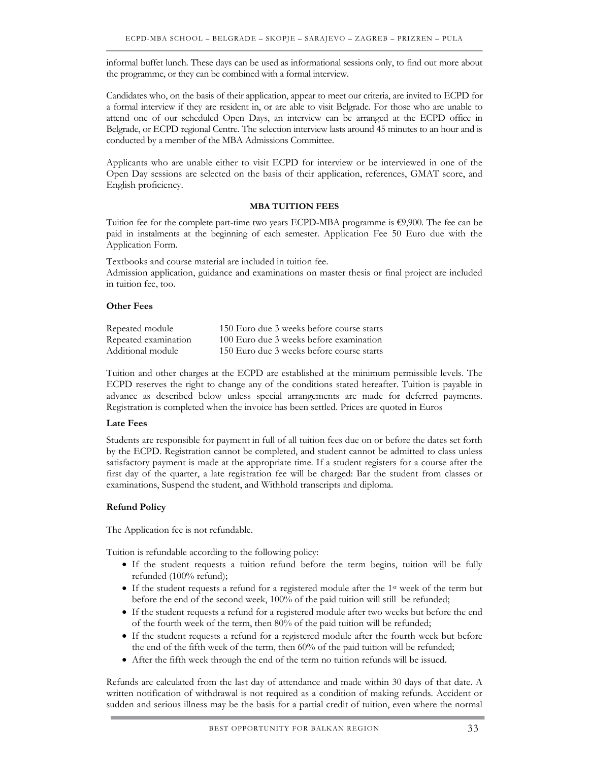informal buffet lunch. These days can be used as informational sessions only, to find out more about the programme, or they can be combined with a formal interview.

Candidates who, on the basis of their application, appear to meet our criteria, are invited to ECPD for a formal interview if they are resident in, or are able to visit Belgrade. For those who are unable to attend one of our scheduled Open Days, an interview can be arranged at the ECPD office in Belgrade, or ECPD regional Centre. The selection interview lasts around 45 minutes to an hour and is conducted by a member of the MBA Admissions Committee.

Applicants who are unable either to visit ECPD for interview or be interviewed in one of the Open Day sessions are selected on the basis of their application, references, GMAT score, and English proficiency.

## MBA TUITION FEES

Tuition fee for the complete part-time two years ECPD-MBA programme is €9,900. The fee can be paid in instalments at the beginning of each semester. Application Fee 50 Euro due with the Application Form.

Textbooks and course material are included in tuition fee.
Admission application, guidance and examinations on master thesis or final project are included in tuition fee, too.

### Other Fees

| | |
|---|---|
| Repeated module | 150 Euro due 3 weeks before course starts |
| Repeated examination | 100 Euro due 3 weeks before examination |
| Additional module | 150 Euro due 3 weeks before course starts |

Tuition and other charges at the ECPD are established at the minimum permissible levels. The ECPD reserves the right to change any of the conditions stated hereafter. Tuition is payable in advance as described below unless special arrangements are made for deferred payments. Registration is completed when the invoice has been settled. Prices are quoted in Euros

### Late Fees

Students are responsible for payment in full of all tuition fees due on or before the dates set forth by the ECPD. Registration cannot be completed, and student cannot be admitted to class unless satisfactory payment is made at the appropriate time. If a student registers for a course after the first day of the quarter, a late registration fee will be charged: Bar the student from classes or examinations, Suspend the student, and Withhold transcripts and diploma.

### Refund Policy

The Application fee is not refundable.

Tuition is refundable according to the following policy:

- If the student requests a tuition refund before the term begins, tuition will be fully refunded (100% refund);
- If the student requests a refund for a registered module after the 1st week of the term but before the end of the second week, 100% of the paid tuition will still be refunded;
- If the student requests a refund for a registered module after two weeks but before the end of the fourth week of the term, then 80% of the paid tuition will be refunded;
- If the student requests a refund for a registered module after the fourth week but before the end of the fifth week of the term, then 60% of the paid tuition will be refunded;
- After the fifth week through the end of the term no tuition refunds will be issued.

Refunds are calculated from the last day of attendance and made within 30 days of that date. A written notification of withdrawal is not required as a condition of making refunds. Accident or sudden and serious illness may be the basis for a partial credit of tuition, even where the normal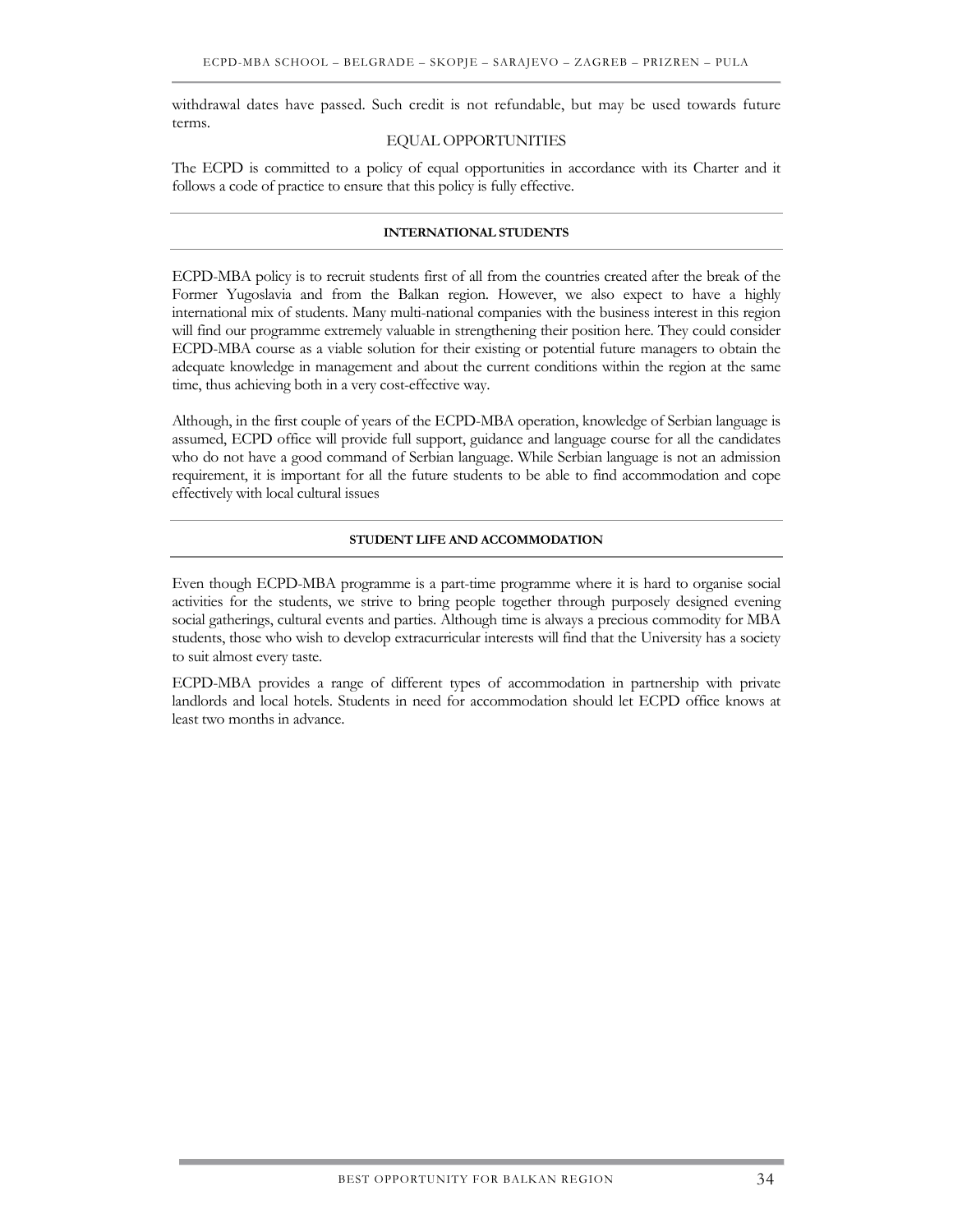withdrawal dates have passed. Such credit is not refundable, but may be used towards future terms.

## EQUAL OPPORTUNITIES

The ECPD is committed to a policy of equal opportunities in accordance with its Charter and it follows a code of practice to ensure that this policy is fully effective.

## INTERNATIONAL STUDENTS

ECPD-MBA policy is to recruit students first of all from the countries created after the break of the Former Yugoslavia and from the Balkan region. However, we also expect to have a highly international mix of students. Many multi-national companies with the business interest in this region will find our programme extremely valuable in strengthening their position here. They could consider ECPD-MBA course as a viable solution for their existing or potential future managers to obtain the adequate knowledge in management and about the current conditions within the region at the same time, thus achieving both in a very cost-effective way.

Although, in the first couple of years of the ECPD-MBA operation, knowledge of Serbian language is assumed, ECPD office will provide full support, guidance and language course for all the candidates who do not have a good command of Serbian language. While Serbian language is not an admission requirement, it is important for all the future students to be able to find accommodation and cope effectively with local cultural issues

## STUDENT LIFE AND ACCOMMODATION

Even though ECPD-MBA programme is a part-time programme where it is hard to organise social activities for the students, we strive to bring people together through purposely designed evening social gatherings, cultural events and parties. Although time is always a precious commodity for MBA students, those who wish to develop extracurricular interests will find that the University has a society to suit almost every taste.

ECPD-MBA provides a range of different types of accommodation in partnership with private landlords and local hotels. Students in need for accommodation should let ECPD office knows at least two months in advance.